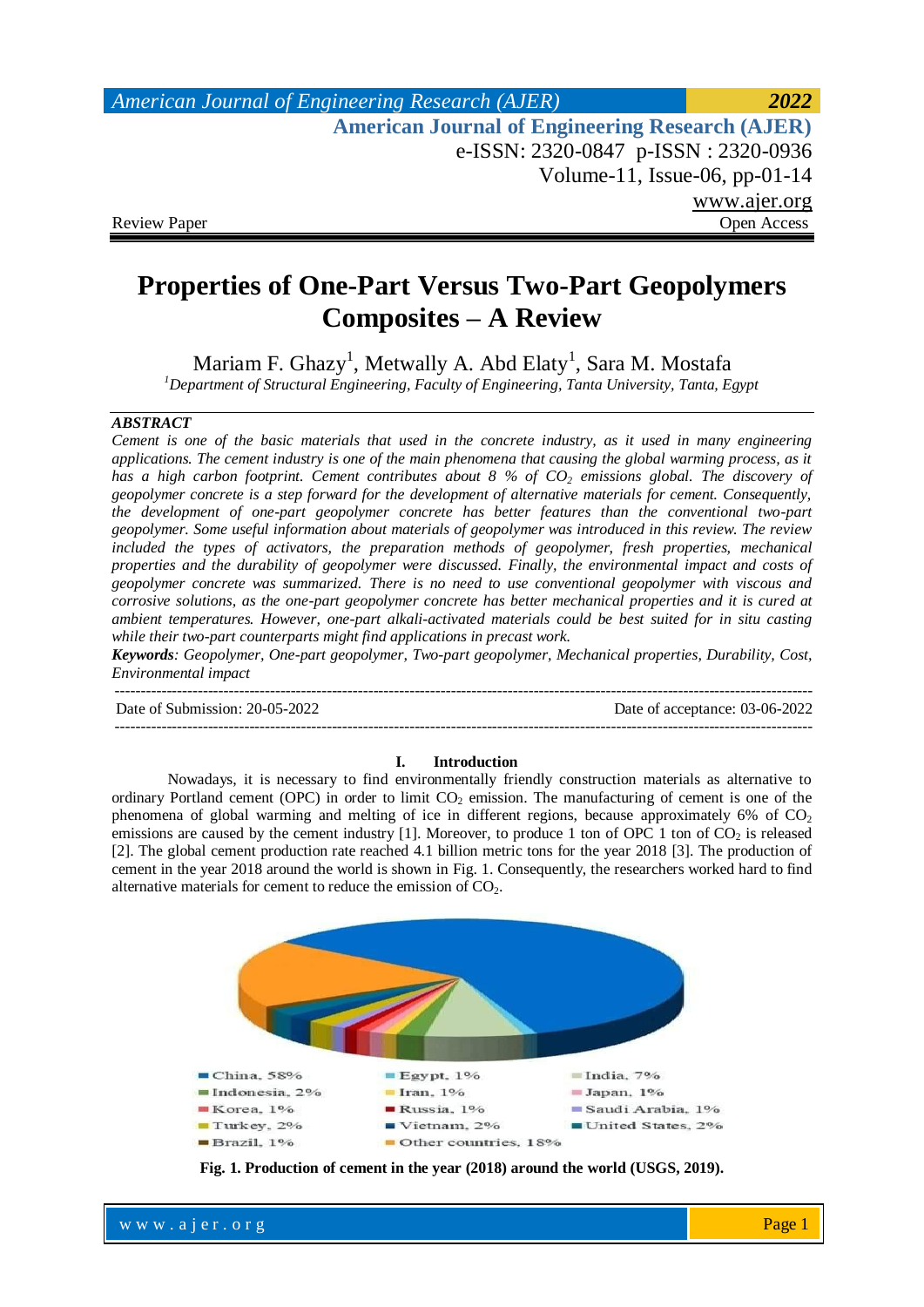Review Paper

Open Access

# Properties of One-Part Versus Two-Part Geopolymers Composites – A Review

Mariam F. Ghazy[1], Metwally A. Abd Elaty[1], Sara M. Mostafa

[1]*Department of Structural Engineering, Faculty of Engineering, Tanta University, Tanta, Egypt*

---

***ABSTRACT***

*Cement is one of the basic materials that used in the concrete industry, as it used in many engineering applications. The cement industry is one of the main phenomena that causing the global warming process, as it has a high carbon footprint. Cement contributes about 8 % of $CO_2$ emissions global. The discovery of geopolymer concrete is a step forward for the development of alternative materials for cement. Consequently, the development of one-part geopolymer concrete has better features than the conventional two-part geopolymer. Some useful information about materials of geopolymer was introduced in this review. The review included the types of activators, the preparation methods of geopolymer, fresh properties, mechanical properties and the durability of geopolymer were discussed. Finally, the environmental impact and costs of geopolymer concrete was summarized. There is no need to use conventional geopolymer with viscous and corrosive solutions, as the one-part geopolymer concrete has better mechanical properties and it is cured at ambient temperatures. However, one-part alkali-activated materials could be best suited for in situ casting while their two-part counterparts might find applications in precast work.*

***Keywords****: Geopolymer, One-part geopolymer, Two-part geopolymer, Mechanical properties, Durability, Cost, Environmental impact*

---

Date of Submission: 20-05-2022 Date of acceptance: 03-06-2022

---

## I. Introduction

Nowadays, it is necessary to find environmentally friendly construction materials as alternative to ordinary Portland cement (OPC) in order to limit $CO_2$ emission. The manufacturing of cement is one of the phenomena of global warming and melting of ice in different regions, because approximately 6% of $CO_2$ emissions are caused by the cement industry [1]. Moreover, to produce 1 ton of OPC 1 ton of $CO_2$ is released [2]. The global cement production rate reached 4.1 billion metric tons for the year 2018 [3]. The production of cement in the year 2018 around the world is shown in Fig. 1. Consequently, the researchers worked hard to find alternative materials for cement to reduce the emission of $CO_2$.

China, 58% | Egypt, 1% | India, 7% | Indonesia, 2% | Iran, 1% | Japan, 1% | Korea, 1% | Russia, 1% | Saudi Arabia, 1% | Turkey, 2% | Vietnam, 2% | United States, 2% | Brazil, 1% | Other countries, 18%

**Fig. 1. Production of cement in the year (2018) around the world (USGS, 2019).**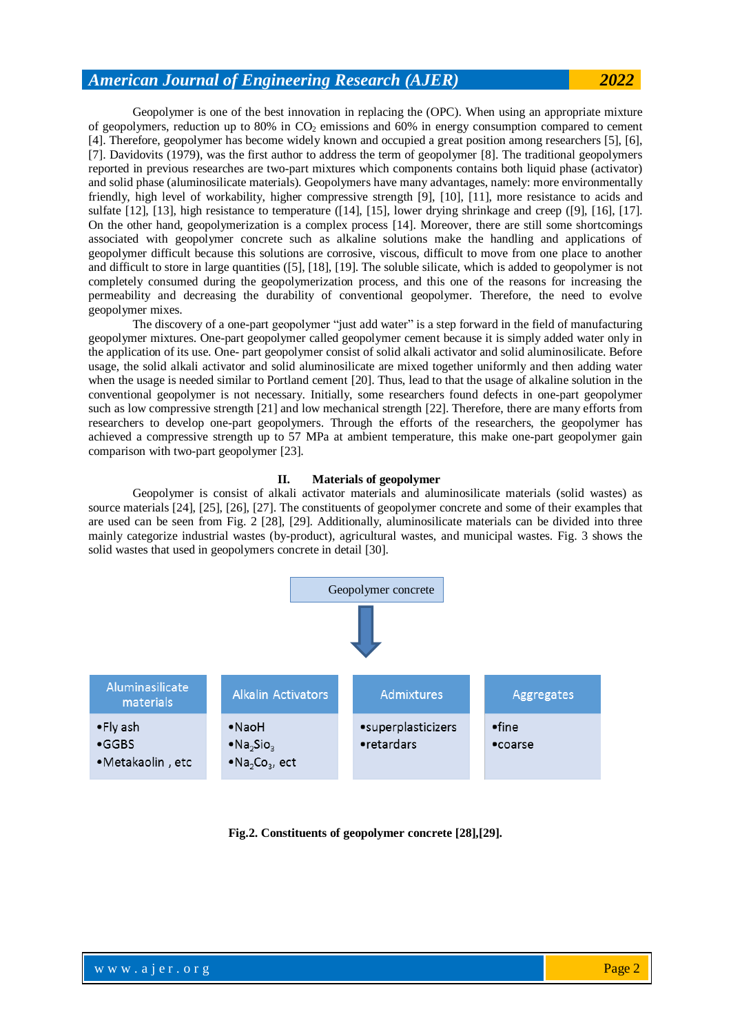Geopolymer is one of the best innovation in replacing the (OPC). When using an appropriate mixture of geopolymers, reduction up to 80% in $CO_2$ emissions and 60% in energy consumption compared to cement [4]. Therefore, geopolymer has become widely known and occupied a great position among researchers [5], [6], [7]. Davidovits (1979), was the first author to address the term of geopolymer [8]. The traditional geopolymers reported in previous researches are two-part mixtures which components contains both liquid phase (activator) and solid phase (aluminosilicate materials). Geopolymers have many advantages, namely: more environmentally friendly, high level of workability, higher compressive strength [9], [10], [11], more resistance to acids and sulfate [12], [13], high resistance to temperature ([14], [15], lower drying shrinkage and creep ([9], [16], [17]. On the other hand, geopolymerization is a complex process [14]. Moreover, there are still some shortcomings associated with geopolymer concrete such as alkaline solutions make the handling and applications of geopolymer difficult because this solutions are corrosive, viscous, difficult to move from one place to another and difficult to store in large quantities ([5], [18], [19]. The soluble silicate, which is added to geopolymer is not completely consumed during the geopolymerization process, and this one of the reasons for increasing the permeability and decreasing the durability of conventional geopolymer. Therefore, the need to evolve geopolymer mixes.

The discovery of a one-part geopolymer "just add water" is a step forward in the field of manufacturing geopolymer mixtures. One-part geopolymer called geopolymer cement because it is simply added water only in the application of its use. One- part geopolymer consist of solid alkali activator and solid aluminosilicate. Before usage, the solid alkali activator and solid aluminosilicate are mixed together uniformly and then adding water when the usage is needed similar to Portland cement [20]. Thus, lead to that the usage of alkaline solution in the conventional geopolymer is not necessary. Initially, some researchers found defects in one-part geopolymer such as low compressive strength [21] and low mechanical strength [22]. Therefore, there are many efforts from researchers to develop one-part geopolymers. Through the efforts of the researchers, the geopolymer has achieved a compressive strength up to 57 MPa at ambient temperature, this make one-part geopolymer gain comparison with two-part geopolymer [23].

## II. Materials of geopolymer

Geopolymer is consist of alkali activator materials and aluminosilicate materials (solid wastes) as source materials [24], [25], [26], [27]. The constituents of geopolymer concrete and some of their examples that are used can be seen from Fig. 2 [28], [29]. Additionally, aluminosilicate materials can be divided into three mainly categorize industrial wastes (by-product), agricultural wastes, and municipal wastes. Fig. 3 shows the solid wastes that used in geopolymers concrete in detail [30].

Geopolymer concrete

| Aluminasilicate materials | Alkalin Activators | Admixtures | Aggregates |
|---|---|---|---|
| •Fly ash<br>•GGBS<br>•Metakaolin , etc | •NaoH<br>•$Na_2Sio_3$<br>•$Na_2Co_3$, ect | •superplasticizers<br>•retardars | •fine<br>•coarse |

**Fig.2. Constituents of geopolymer concrete [28],[29].**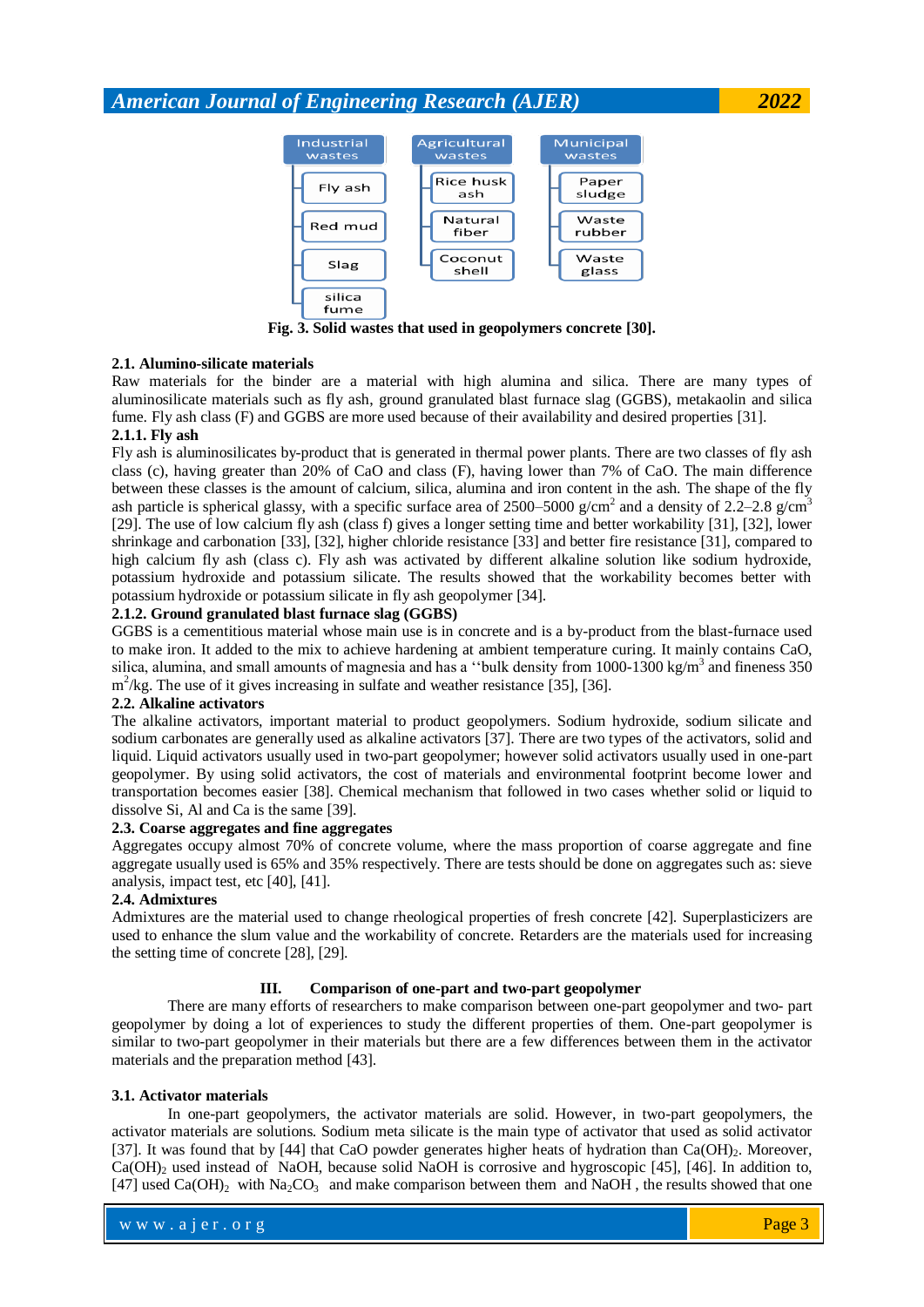Industrial wastes: Fly ash, Red mud, Slag, silica fume

Agricultural wastes: Rice husk ash, Natural fiber, Coconut shell

Municipal wastes: Paper sludge, Waste rubber, Waste glass

**Fig. 3. Solid wastes that used in geopolymers concrete [30].**

### 2.1. Alumino-silicate materials

Raw materials for the binder are a material with high alumina and silica. There are many types of aluminosilicate materials such as fly ash, ground granulated blast furnace slag (GGBS), metakaolin and silica fume. Fly ash class (F) and GGBS are more used because of their availability and desired properties [31].

#### 2.1.1. Fly ash

Fly ash is aluminosilicates by-product that is generated in thermal power plants. There are two classes of fly ash class (c), having greater than 20% of CaO and class (F), having lower than 7% of CaO. The main difference between these classes is the amount of calcium, silica, alumina and iron content in the ash. The shape of the fly ash particle is spherical glassy, with a specific surface area of 2500–5000 $g/cm^2$ and a density of 2.2–2.8 $g/cm^3$ [29]. The use of low calcium fly ash (class f) gives a longer setting time and better workability [31], [32], lower shrinkage and carbonation [33], [32], higher chloride resistance [33] and better fire resistance [31], compared to high calcium fly ash (class c). Fly ash was activated by different alkaline solution like sodium hydroxide, potassium hydroxide and potassium silicate. The results showed that the workability becomes better with potassium hydroxide or potassium silicate in fly ash geopolymer [34].

#### 2.1.2. Ground granulated blast furnace slag (GGBS)

GGBS is a cementitious material whose main use is in concrete and is a by-product from the blast-furnace used to make iron. It added to the mix to achieve hardening at ambient temperature curing. It mainly contains CaO, silica, alumina, and small amounts of magnesia and has a ''bulk density from 1000-1300 $kg/m^3$ and fineness 350 $m^2/kg$. The use of it gives increasing in sulfate and weather resistance [35], [36].

### 2.2. Alkaline activators

The alkaline activators, important material to product geopolymers. Sodium hydroxide, sodium silicate and sodium carbonates are generally used as alkaline activators [37]. There are two types of the activators, solid and liquid. Liquid activators usually used in two-part geopolymer; however solid activators usually used in one-part geopolymer. By using solid activators, the cost of materials and environmental footprint become lower and transportation becomes easier [38]. Chemical mechanism that followed in two cases whether solid or liquid to dissolve Si, Al and Ca is the same [39].

### 2.3. Coarse aggregates and fine aggregates

Aggregates occupy almost 70% of concrete volume, where the mass proportion of coarse aggregate and fine aggregate usually used is 65% and 35% respectively. There are tests should be done on aggregates such as: sieve analysis, impact test, etc [40], [41].

### 2.4. Admixtures

Admixtures are the material used to change rheological properties of fresh concrete [42]. Superplasticizers are used to enhance the slum value and the workability of concrete. Retarders are the materials used for increasing the setting time of concrete [28], [29].

## III. Comparison of one-part and two-part geopolymer

There are many efforts of researchers to make comparison between one-part geopolymer and two- part geopolymer by doing a lot of experiences to study the different properties of them. One-part geopolymer is similar to two-part geopolymer in their materials but there are a few differences between them in the activator materials and the preparation method [43].

### 3.1. Activator materials

In one-part geopolymers, the activator materials are solid. However, in two-part geopolymers, the activator materials are solutions. Sodium meta silicate is the main type of activator that used as solid activator [37]. It was found that by [44] that CaO powder generates higher heats of hydration than $Ca(OH)_2$. Moreover, $Ca(OH)_2$ used instead of NaOH, because solid NaOH is corrosive and hygroscopic [45], [46]. In addition to, [47] used $Ca(OH)_2$ with $Na_2CO_3$ and make comparison between them and NaOH , the results showed that one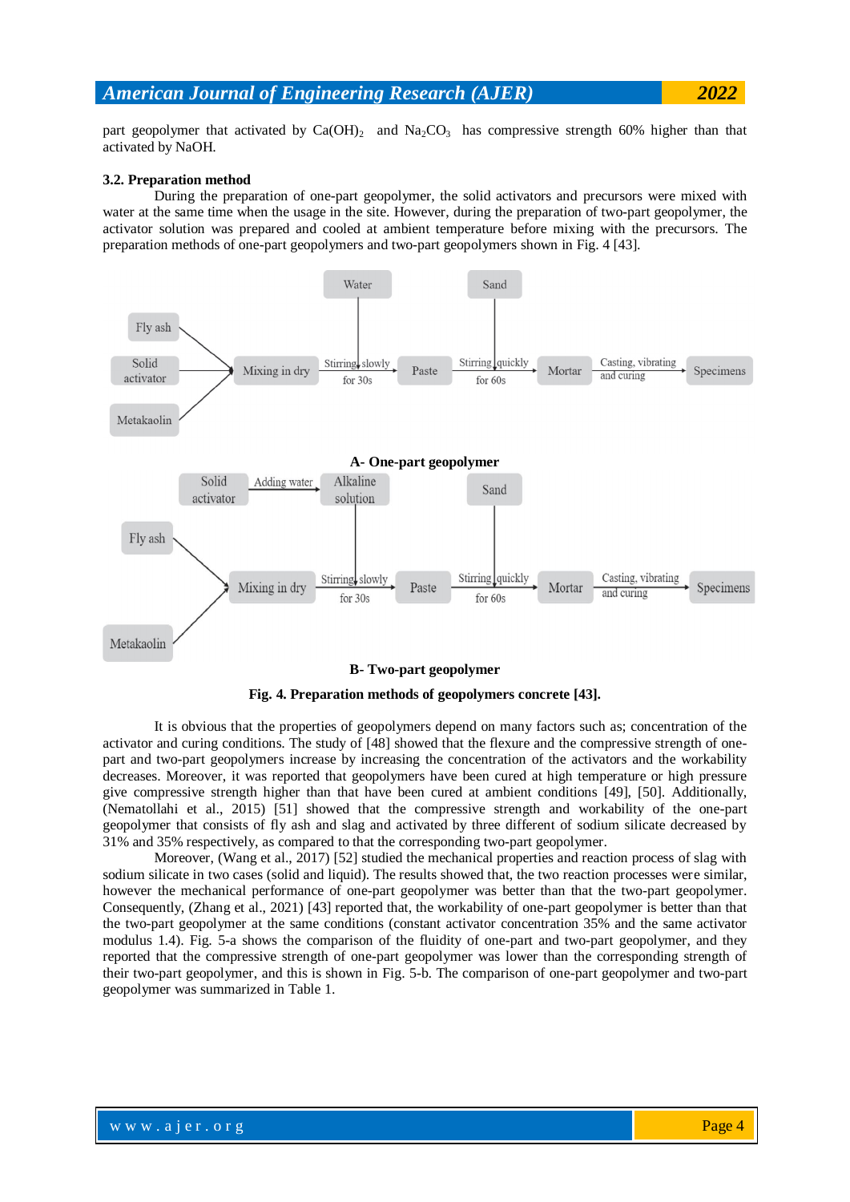part geopolymer that activated by $Ca(OH)_2$ and $Na_2CO_3$ has compressive strength 60% higher than that activated by NaOH.

### 3.2. Preparation method

During the preparation of one-part geopolymer, the solid activators and precursors were mixed with water at the same time when the usage in the site. However, during the preparation of two-part geopolymer, the activator solution was prepared and cooled at ambient temperature before mixing with the precursors. The preparation methods of one-part geopolymers and two-part geopolymers shown in Fig. 4 [43].

A- One-part geopolymer

B- Two-part geopolymer

**Fig. 4. Preparation methods of geopolymers concrete [43].**

It is obvious that the properties of geopolymers depend on many factors such as; concentration of the activator and curing conditions. The study of [48] showed that the flexure and the compressive strength of one-part and two-part geopolymers increase by increasing the concentration of the activators and the workability decreases. Moreover, it was reported that geopolymers have been cured at high temperature or high pressure give compressive strength higher than that have been cured at ambient conditions [49], [50]. Additionally, (Nematollahi et al., 2015) [51] showed that the compressive strength and workability of the one-part geopolymer that consists of fly ash and slag and activated by three different of sodium silicate decreased by 31% and 35% respectively, as compared to that the corresponding two-part geopolymer.

Moreover, (Wang et al., 2017) [52] studied the mechanical properties and reaction process of slag with sodium silicate in two cases (solid and liquid). The results showed that, the two reaction processes were similar, however the mechanical performance of one-part geopolymer was better than that the two-part geopolymer. Consequently, (Zhang et al., 2021) [43] reported that, the workability of one-part geopolymer is better than that the two-part geopolymer at the same conditions (constant activator concentration 35% and the same activator modulus 1.4). Fig. 5-a shows the comparison of the fluidity of one-part and two-part geopolymer, and they reported that the compressive strength of one-part geopolymer was lower than the corresponding strength of their two-part geopolymer, and this is shown in Fig. 5-b. The comparison of one-part geopolymer and two-part geopolymer was summarized in Table 1.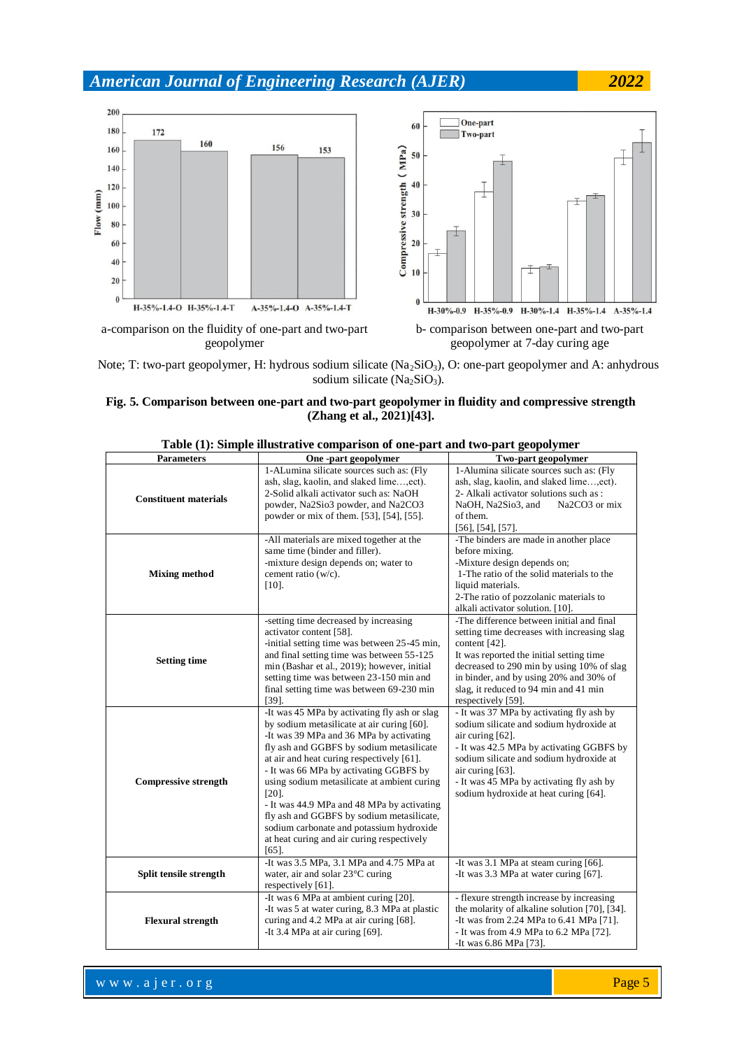a-comparison on the fluidity of one-part and two-part geopolymer

b- comparison between one-part and two-part geopolymer at 7-day curing age

Note; T: two-part geopolymer, H: hydrous sodium silicate ($Na_2SiO_3$), O: one-part geopolymer and A: anhydrous sodium silicate ($Na_2SiO_3$).

**Fig. 5. Comparison between one-part and two-part geopolymer in fluidity and compressive strength (Zhang et al., 2021)[43].**

**Table (1): Simple illustrative comparison of one-part and two-part geopolymer**

| Parameters | One -part geopolymer | Two-part geopolymer |
|---|---|---|
| **Constituent materials** | 1-ALumina silicate sources such as: (Fly ash, slag, kaolin, and slaked lime…,ect).<br>2-Solid alkali activator such as: NaOH powder, Na2Sio3 powder, and Na2CO3 powder or mix of them. [53], [54], [55]. | 1-Alumina silicate sources such as: (Fly ash, slag, kaolin, and slaked lime…,ect).<br>2- Alkali activator solutions such as : NaOH, Na2Sio3, and Na2CO3 or mix of them.<br>[56], [54], [57]. |
| **Mixing method** | -All materials are mixed together at the same time (binder and filler).<br>-mixture design depends on; water to cement ratio (w/c).<br>[10]. | -The binders are made in another place before mixing.<br>-Mixture design depends on;<br>1-The ratio of the solid materials to the liquid materials.<br>2-The ratio of pozzolanic materials to alkali activator solution. [10]. |
| **Setting time** | -setting time decreased by increasing activator content [58].<br>-initial setting time was between 25-45 min, and final setting time was between 55-125 min (Bashar et al., 2019); however, initial setting time was between 23-150 min and final setting time was between 69-230 min [39]. | -The difference between initial and final setting time decreases with increasing slag content [42].<br>It was reported the initial setting time decreased to 290 min by using 10% of slag in binder, and by using 20% and 30% of slag, it reduced to 94 min and 41 min respectively [59]. |
| **Compressive strength** | -It was 45 MPa by activating fly ash or slag by sodium metasilicate at air curing [60].<br>-It was 39 MPa and 36 MPa by activating fly ash and GGBFS by sodium metasilicate at air and heat curing respectively [61].<br>- It was 66 MPa by activating GGBFS by using sodium metasilicate at ambient curing [20].<br>- It was 44.9 MPa and 48 MPa by activating fly ash and GGBFS by sodium metasilicate, sodium carbonate and potassium hydroxide at heat curing and air curing respectively [65]. | - It was 37 MPa by activating fly ash by sodium silicate and sodium hydroxide at air curing [62].<br>- It was 42.5 MPa by activating GGBFS by sodium silicate and sodium hydroxide at air curing [63].<br>- It was 45 MPa by activating fly ash by sodium hydroxide at heat curing [64]. |
| **Split tensile strength** | -It was 3.5 MPa, 3.1 MPa and 4.75 MPa at water, air and solar 23°C curing respectively [61]. | -It was 3.1 MPa at steam curing [66].<br>-It was 3.3 MPa at water curing [67]. |
| **Flexural strength** | -It was 6 MPa at ambient curing [20].<br>-It was 5 at water curing, 8.3 MPa at plastic curing and 4.2 MPa at air curing [68].<br>-It 3.4 MPa at air curing [69]. | - flexure strength increase by increasing the molarity of alkaline solution [70], [34].<br>-It was from 2.24 MPa to 6.41 MPa [71].<br>- It was from 4.9 MPa to 6.2 MPa [72].<br>-It was 6.86 MPa [73]. |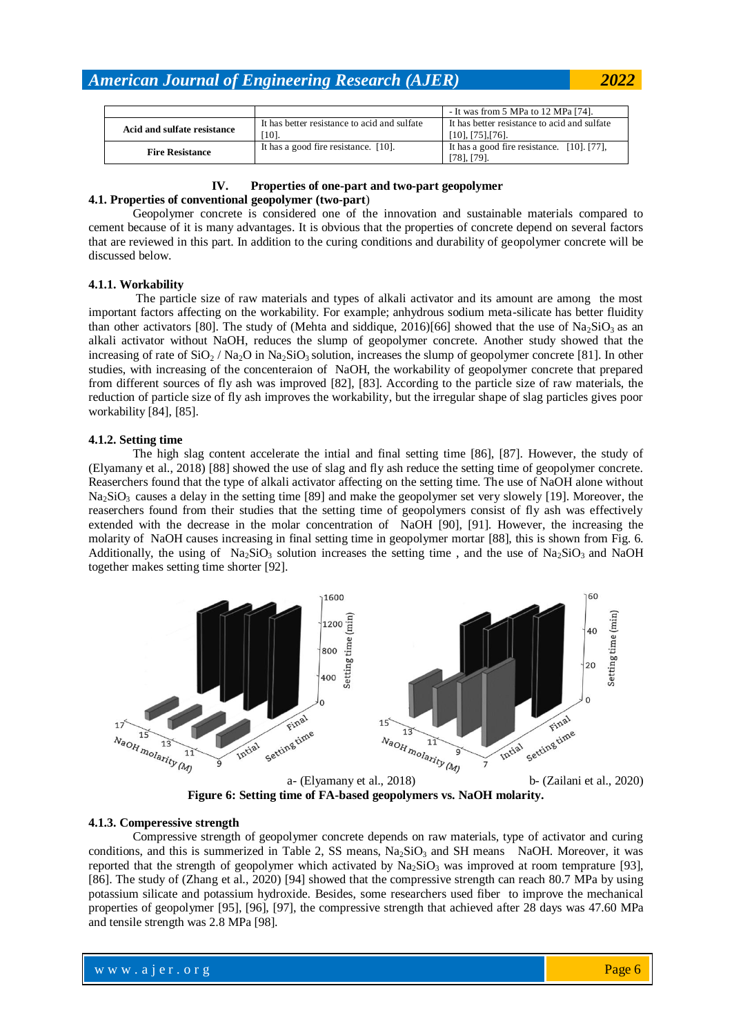|  |  | - It was from 5 MPa to 12 MPa [74]. |
| --- | --- | --- |
| **Acid and sulfate resistance** | It has better resistance to acid and sulfate [10]. | It has better resistance to acid and sulfate [10], [75],[76]. |
| **Fire Resistance** | It has a good fire resistance. [10]. | It has a good fire resistance. [10]. [77], [78], [79]. |

## IV. Properties of one-part and two-part geopolymer

### 4.1. Properties of conventional geopolymer (two-part)

Geopolymer concrete is considered one of the innovation and sustainable materials compared to cement because of it is many advantages. It is obvious that the properties of concrete depend on several factors that are reviewed in this part. In addition to the curing conditions and durability of geopolymer concrete will be discussed below.

#### 4.1.1. Workability

The particle size of raw materials and types of alkali activator and its amount are among the most important factors affecting on the workability. For example; anhydrous sodium meta-silicate has better fluidity than other activators [80]. The study of (Mehta and siddique, 2016)[66] showed that the use of $Na_2SiO_3$ as an alkali activator without NaOH, reduces the slump of geopolymer concrete. Another study showed that the increasing of rate of $SiO_2$ / $Na_2O$ in $Na_2SiO_3$ solution, increases the slump of geopolymer concrete [81]. In other studies, with increasing of the concenteraion of NaOH, the workability of geopolymer concrete that prepared from different sources of fly ash was improved [82], [83]. According to the particle size of raw materials, the reduction of particle size of fly ash improves the workability, but the irregular shape of slag particles gives poor workability [84], [85].

#### 4.1.2. Setting time

The high slag content accelerate the intial and final setting time [86], [87]. However, the study of (Elyamany et al., 2018) [88] showed the use of slag and fly ash reduce the setting time of geopolymer concrete. Reaserchers found that the type of alkali activator affecting on the setting time. The use of NaOH alone without $Na_2SiO_3$ causes a delay in the setting time [89] and make the geopolymer set very slowely [19]. Moreover, the reaserchers found from their studies that the setting time of geopolymers consist of fly ash was effectively extended with the decrease in the molar concentration of NaOH [90], [91]. However, the increasing the molarity of NaOH causes increasing in final setting time in geopolymer mortar [88], this is shown from Fig. 6. Additionally, the using of $Na_2SiO_3$ solution increases the setting time , and the use of $Na_2SiO_3$ and NaOH together makes setting time shorter [92].

a- (Elyamany et al., 2018) b- (Zailani et al., 2020)

**Figure 6: Setting time of FA-based geopolymers vs. NaOH molarity.**

#### 4.1.3. Comperessive strength

Compressive strength of geopolymer concrete depends on raw materials, type of activator and curing conditions, and this is summerized in Table 2, SS means, $Na_2SiO_3$ and SH means NaOH. Moreover, it was reported that the strength of geopolymer which activated by $Na_2SiO_3$ was improved at room temprature [93], [86]. The study of (Zhang et al., 2020) [94] showed that the compressive strength can reach 80.7 MPa by using potassium silicate and potassium hydroxide. Besides, some researchers used fiber to improve the mechanical properties of geopolymer [95], [96], [97], the compressive strength that achieved after 28 days was 47.60 MPa and tensile strength was 2.8 MPa [98].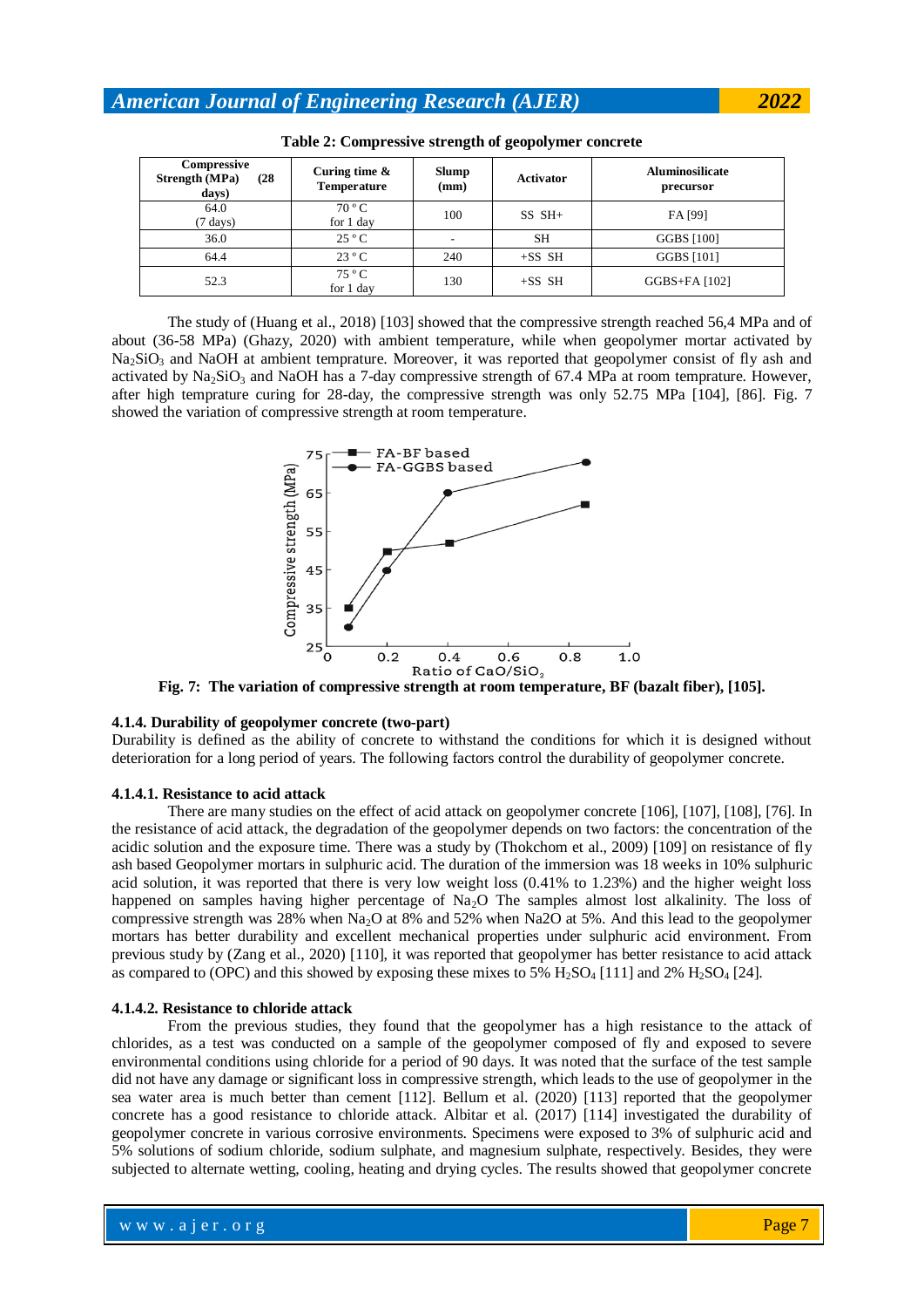**Table 2: Compressive strength of geopolymer concrete**

| Compressive Strength (MPa) (28 days) | Curing time & Temperature | Slump (mm) | Activator | Aluminosilicate precursor |
|---|---|---|---|---|
| 64.0 (7 days) | 70 °C for 1 day | 100 | SS SH+ | FA [99] |
| 36.0 | 25 °C | - | SH | GGBS [100] |
| 64.4 | 23 °C | 240 | +SS SH | GGBS [101] |
| 52.3 | 75 °C for 1 day | 130 | +SS SH | GGBS+FA [102] |

The study of (Huang et al., 2018) [103] showed that the compressive strength reached 56,4 MPa and of about (36-58 MPa) (Ghazy, 2020) with ambient temperature, while when geopolymer mortar activated by $Na_2SiO_3$ and NaOH at ambient temprature. Moreover, it was reported that geopolymer consist of fly ash and activated by $Na_2SiO_3$ and NaOH has a 7-day compressive strength of 67.4 MPa at room temprature. However, after high temprature curing for 28-day, the compressive strength was only 52.75 MPa [104], [86]. Fig. 7 showed the variation of compressive strength at room temperature.

**Fig. 7: The variation of compressive strength at room temperature, BF (bazalt fiber), [105].**

#### 4.1.4. Durability of geopolymer concrete (two-part)

Durability is defined as the ability of concrete to withstand the conditions for which it is designed without deterioration for a long period of years. The following factors control the durability of geopolymer concrete.

##### 4.1.4.1. Resistance to acid attack

There are many studies on the effect of acid attack on geopolymer concrete [106], [107], [108], [76]. In the resistance of acid attack, the degradation of the geopolymer depends on two factors: the concentration of the acidic solution and the exposure time. There was a study by (Thokchom et al., 2009) [109] on resistance of fly ash based Geopolymer mortars in sulphuric acid. The duration of the immersion was 18 weeks in 10% sulphuric acid solution, it was reported that there is very low weight loss (0.41% to 1.23%) and the higher weight loss happened on samples having higher percentage of $Na_2O$ The samples almost lost alkalinity. The loss of compressive strength was 28% when $Na_2O$ at 8% and 52% when Na2O at 5%. And this lead to the geopolymer mortars has better durability and excellent mechanical properties under sulphuric acid environment. From previous study by (Zang et al., 2020) [110], it was reported that geopolymer has better resistance to acid attack as compared to (OPC) and this showed by exposing these mixes to 5% $H_2SO_4$ [111] and 2% $H_2SO_4$ [24].

##### 4.1.4.2. Resistance to chloride attack

From the previous studies, they found that the geopolymer has a high resistance to the attack of chlorides, as a test was conducted on a sample of the geopolymer composed of fly and exposed to severe environmental conditions using chloride for a period of 90 days. It was noted that the surface of the test sample did not have any damage or significant loss in compressive strength, which leads to the use of geopolymer in the sea water area is much better than cement [112]. Bellum et al. (2020) [113] reported that the geopolymer concrete has a good resistance to chloride attack. Albitar et al. (2017) [114] investigated the durability of geopolymer concrete in various corrosive environments. Specimens were exposed to 3% of sulphuric acid and 5% solutions of sodium chloride, sodium sulphate, and magnesium sulphate, respectively. Besides, they were subjected to alternate wetting, cooling, heating and drying cycles. The results showed that geopolymer concrete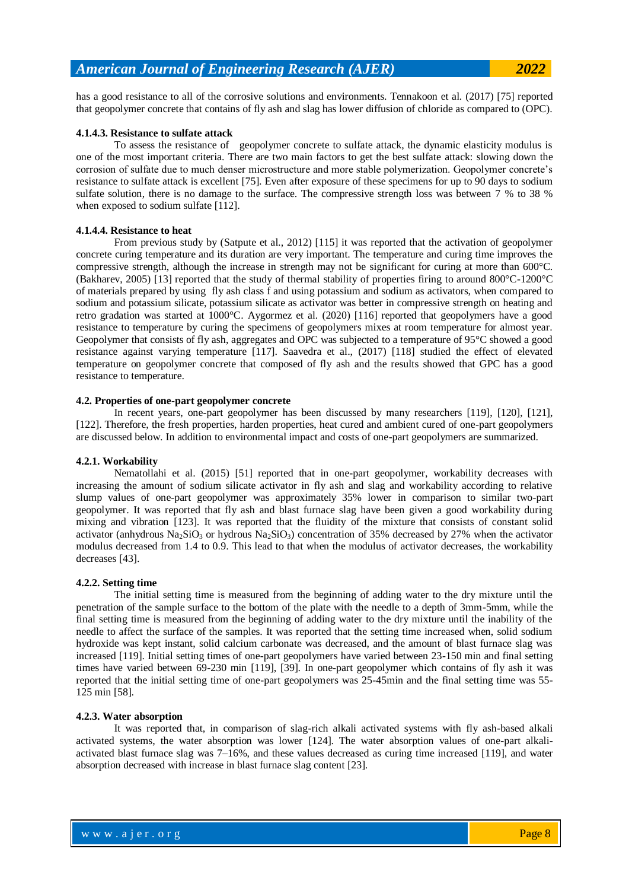has a good resistance to all of the corrosive solutions and environments. Tennakoon et al. (2017) [75] reported that geopolymer concrete that contains of fly ash and slag has lower diffusion of chloride as compared to (OPC).

#### 4.1.4.3. Resistance to sulfate attack

To assess the resistance of geopolymer concrete to sulfate attack, the dynamic elasticity modulus is one of the most important criteria. There are two main factors to get the best sulfate attack: slowing down the corrosion of sulfate due to much denser microstructure and more stable polymerization. Geopolymer concrete's resistance to sulfate attack is excellent [75]. Even after exposure of these specimens for up to 90 days to sodium sulfate solution, there is no damage to the surface. The compressive strength loss was between 7 % to 38 % when exposed to sodium sulfate [112].

#### 4.1.4.4. Resistance to heat

From previous study by (Satpute et al., 2012) [115] it was reported that the activation of geopolymer concrete curing temperature and its duration are very important. The temperature and curing time improves the compressive strength, although the increase in strength may not be significant for curing at more than 600°C. (Bakharev, 2005) [13] reported that the study of thermal stability of properties firing to around 800°C-1200°C of materials prepared by using fly ash class f and using potassium and sodium as activators, when compared to sodium and potassium silicate, potassium silicate as activator was better in compressive strength on heating and retro gradation was started at 1000°C. Aygormez et al. (2020) [116] reported that geopolymers have a good resistance to temperature by curing the specimens of geopolymers mixes at room temperature for almost year. Geopolymer that consists of fly ash, aggregates and OPC was subjected to a temperature of 95°C showed a good resistance against varying temperature [117]. Saavedra et al., (2017) [118] studied the effect of elevated temperature on geopolymer concrete that composed of fly ash and the results showed that GPC has a good resistance to temperature.

### 4.2. Properties of one-part geopolymer concrete

In recent years, one-part geopolymer has been discussed by many researchers [119], [120], [121], [122]. Therefore, the fresh properties, harden properties, heat cured and ambient cured of one-part geopolymers are discussed below. In addition to environmental impact and costs of one-part geopolymers are summarized.

#### 4.2.1. Workability

Nematollahi et al. (2015) [51] reported that in one-part geopolymer, workability decreases with increasing the amount of sodium silicate activator in fly ash and slag and workability according to relative slump values of one-part geopolymer was approximately 35% lower in comparison to similar two-part geopolymer. It was reported that fly ash and blast furnace slag have been given a good workability during mixing and vibration [123]. It was reported that the fluidity of the mixture that consists of constant solid activator (anhydrous $Na_2SiO_3$ or hydrous $Na_2SiO_3$) concentration of 35% decreased by 27% when the activator modulus decreased from 1.4 to 0.9. This lead to that when the modulus of activator decreases, the workability decreases [43].

#### 4.2.2. Setting time

The initial setting time is measured from the beginning of adding water to the dry mixture until the penetration of the sample surface to the bottom of the plate with the needle to a depth of 3mm-5mm, while the final setting time is measured from the beginning of adding water to the dry mixture until the inability of the needle to affect the surface of the samples. It was reported that the setting time increased when, solid sodium hydroxide was kept instant, solid calcium carbonate was decreased, and the amount of blast furnace slag was increased [119]. Initial setting times of one-part geopolymers have varied between 23-150 min and final setting times have varied between 69-230 min [119], [39]. In one-part geopolymer which contains of fly ash it was reported that the initial setting time of one-part geopolymers was 25-45min and the final setting time was 55-125 min [58].

#### 4.2.3. Water absorption

It was reported that, in comparison of slag-rich alkali activated systems with fly ash-based alkali activated systems, the water absorption was lower [124]. The water absorption values of one-part alkali-activated blast furnace slag was 7–16%, and these values decreased as curing time increased [119], and water absorption decreased with increase in blast furnace slag content [23].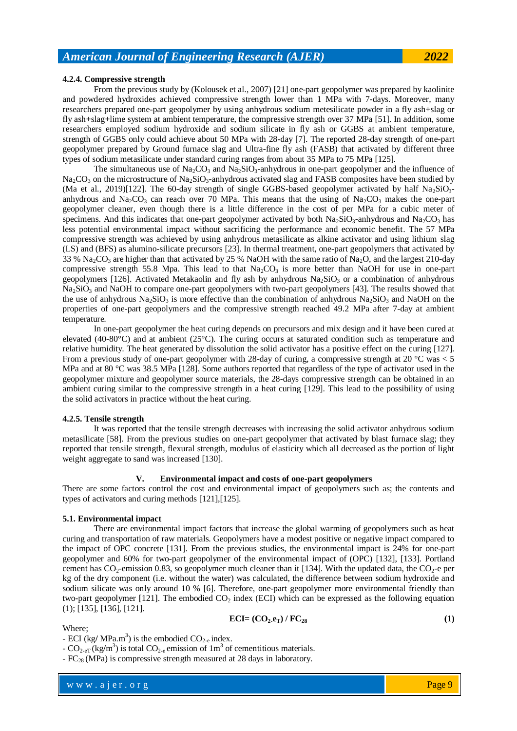#### 4.2.4. Compressive strength

From the previous study by (Kolousek et al., 2007) [21] one-part geopolymer was prepared by kaolinite and powdered hydroxides achieved compressive strength lower than 1 MPa with 7-days. Moreover, many researchers prepared one-part geopolymer by using anhydrous sodium metesilicate powder in a fly ash+slag or fly ash+slag+lime system at ambient temperature, the compressive strength over 37 MPa [51]. In addition, some researchers employed sodium hydroxide and sodium silicate in fly ash or GGBS at ambient temperature, strength of GGBS only could achieve about 50 MPa with 28-day [7]. The reported 28-day strength of one-part geopolymer prepared by Ground furnace slag and Ultra-fine fly ash (FASB) that activated by different three types of sodium metasilicate under standard curing ranges from about 35 MPa to 75 MPa [125].

The simultaneous use of $Na_2CO_3$ and $Na_2SiO_3$-anhydrous in one-part geopolymer and the influence of $Na_2CO_3$ on the microstructure of $Na_2SiO_3$-anhydrous activated slag and FASB composites have been studied by (Ma et al., 2019)[122]. The 60-day strength of single GGBS-based geopolymer activated by half $Na_2SiO_3$-anhydrous and $Na_2CO_3$ can reach over 70 MPa. This means that the using of $Na_2CO_3$ makes the one-part geopolymer cleaner, even though there is a little difference in the cost of per MPa for a cubic meter of specimens. And this indicates that one-part geopolymer activated by both $Na_2SiO_3$-anhydrous and $Na_2CO_3$ has less potential environmental impact without sacrificing the performance and economic benefit. The 57 MPa compressive strength was achieved by using anhydrous metasilicate as alkine activator and using lithium slag (LS) and (BFS) as alumino-silicate precursors [23]. In thermal treatment, one-part geopolymers that activated by 33 % $Na_2CO_3$ are higher than that activated by 25 % NaOH with the same ratio of $Na_2O$, and the largest 210-day compressive strength 55.8 Mpa. This lead to that $Na_2CO_3$ is more better than NaOH for use in one-part geopolymers [126]. Activated Metakaolin and fly ash by anhydrous $Na_2SiO_3$ or a combination of anhydrous $Na_2SiO_3$ and NaOH to compare one-part geopolymers with two-part geopolymers [43]. The results showed that the use of anhydrous $Na_2SiO_3$ is more effective than the combination of anhydrous $Na_2SiO_3$ and NaOH on the properties of one-part geopolymers and the compressive strength reached 49.2 MPa after 7-day at ambient temperature.

In one-part geopolymer the heat curing depends on precursors and mix design and it have been cured at elevated (40-80°C) and at ambient (25°C). The curing occurs at saturated condition such as temperature and relative humidity. The heat generated by dissolution the solid activator has a positive effect on the curing [127]. From a previous study of one-part geopolymer with 28-day of curing, a compressive strength at 20 °C was < 5 MPa and at 80 °C was 38.5 MPa [128]. Some authors reported that regardless of the type of activator used in the geopolymer mixture and geopolymer source materials, the 28-days compressive strength can be obtained in an ambient curing similar to the compressive strength in a heat curing [129]. This lead to the possibility of using the solid activators in practice without the heat curing.

#### 4.2.5. Tensile strength

It was reported that the tensile strength decreases with increasing the solid activator anhydrous sodium metasilicate [58]. From the previous studies on one-part geopolymer that activated by blast furnace slag; they reported that tensile strength, flexural strength, modulus of elasticity which all decreased as the portion of light weight aggregate to sand was increased [130].

## V. Environmental impact and costs of one-part geopolymers

There are some factors control the cost and environmental impact of geopolymers such as; the contents and types of activators and curing methods [121],[125].

### 5.1. Environmental impact

There are environmental impact factors that increase the global warming of geopolymers such as heat curing and transportation of raw materials. Geopolymers have a modest positive or negative impact compared to the impact of OPC concrete [131]. From the previous studies, the environmental impact is 24% for one-part geopolymer and 60% for two-part geopolymer of the environmental impact of (OPC) [132], [133]. Portland cement has $CO_2$-emission 0.83, so geopolymer much cleaner than it [134]. With the updated data, the $CO_2$-e per kg of the dry component (i.e. without the water) was calculated, the difference between sodium hydroxide and sodium silicate was only around 10 % [6]. Therefore, one-part geopolymer more environmental friendly than two-part geopolymer [121]. The embodied $CO_2$ index (ECI) which can be expressed as the following equation (1); [135], [136], [121].

$$ECI = (CO_{2}\text{-}e_T) / FC_{28} \tag{1}$$

Where;

- ECI (kg/ MPa.m$^3$) is the embodied $CO_{2\text{-}e}$ index.
- $CO_{2\text{-}eT}$ (kg/m$^3$) is total $CO_{2\text{-}e}$ emission of 1m$^3$ of cementitious materials.
- $FC_{28}$ (MPa) is compressive strength measured at 28 days in laboratory.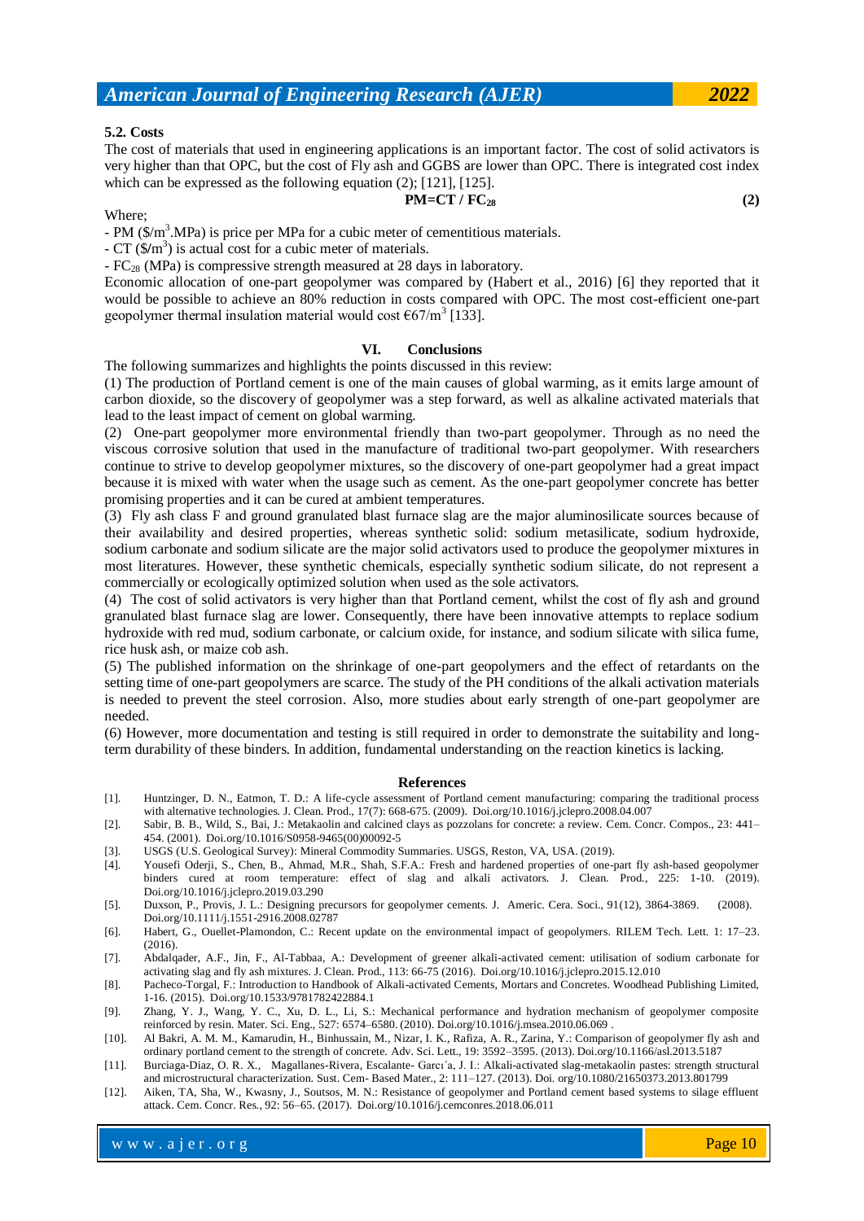### 5.2. Costs

The cost of materials that used in engineering applications is an important factor. The cost of solid activators is very higher than that OPC, but the cost of Fly ash and GGBS are lower than OPC. There is integrated cost index which can be expressed as the following equation (2); [121], [125].

$$PM = CT / FC_{28} \quad (2)$$

Where;

- PM ($\$/m^3$.MPa) is price per MPa for a cubic meter of cementitious materials.
- CT ($\$/m^3$) is actual cost for a cubic meter of materials.
- $FC_{28}$ (MPa) is compressive strength measured at 28 days in laboratory.

Economic allocation of one-part geopolymer was compared by (Habert et al., 2016) [6] they reported that it would be possible to achieve an 80% reduction in costs compared with OPC. The most cost-efficient one-part geopolymer thermal insulation material would cost €67/$m^3$ [133].

## VI. Conclusions

The following summarizes and highlights the points discussed in this review:

(1) The production of Portland cement is one of the main causes of global warming, as it emits large amount of carbon dioxide, so the discovery of geopolymer was a step forward, as well as alkaline activated materials that lead to the least impact of cement on global warming.

(2) One-part geopolymer more environmental friendly than two-part geopolymer. Through as no need the viscous corrosive solution that used in the manufacture of traditional two-part geopolymer. With researchers continue to strive to develop geopolymer mixtures, so the discovery of one-part geopolymer had a great impact because it is mixed with water when the usage such as cement. As the one-part geopolymer concrete has better promising properties and it can be cured at ambient temperatures.

(3) Fly ash class F and ground granulated blast furnace slag are the major aluminosilicate sources because of their availability and desired properties, whereas synthetic solid: sodium metasilicate, sodium hydroxide, sodium carbonate and sodium silicate are the major solid activators used to produce the geopolymer mixtures in most literatures. However, these synthetic chemicals, especially synthetic sodium silicate, do not represent a commercially or ecologically optimized solution when used as the sole activators.

(4) The cost of solid activators is very higher than that Portland cement, whilst the cost of fly ash and ground granulated blast furnace slag are lower. Consequently, there have been innovative attempts to replace sodium hydroxide with red mud, sodium carbonate, or calcium oxide, for instance, and sodium silicate with silica fume, rice husk ash, or maize cob ash.

(5) The published information on the shrinkage of one-part geopolymers and the effect of retardants on the setting time of one-part geopolymers are scarce. The study of the PH conditions of the alkali activation materials is needed to prevent the steel corrosion. Also, more studies about early strength of one-part geopolymer are needed.

(6) However, more documentation and testing is still required in order to demonstrate the suitability and long-term durability of these binders. In addition, fundamental understanding on the reaction kinetics is lacking.

## References

[1]. Huntzinger, D. N., Eatmon, T. D.: A life-cycle assessment of Portland cement manufacturing: comparing the traditional process with alternative technologies. J. Clean. Prod., 17(7): 668-675. (2009). Doi.org/10.1016/j.jclepro.2008.04.007

[2]. Sabir, B. B., Wild, S., Bai, J.: Metakaolin and calcined clays as pozzolans for concrete: a review. Cem. Concr. Compos., 23: 441–454. (2001). Doi.org/10.1016/S0958-9465(00)00092-5

[3]. USGS (U.S. Geological Survey): Mineral Commodity Summaries. USGS, Reston, VA, USA. (2019).

[4]. Yousefi Oderji, S., Chen, B., Ahmad, M.R., Shah, S.F.A.: Fresh and hardened properties of one-part fly ash-based geopolymer binders cured at room temperature: effect of slag and alkali activators. J. Clean. Prod., 225: 1-10. (2019). Doi.org/10.1016/j.jclepro.2019.03.290

[5]. Duxson, P., Provis, J. L.: Designing precursors for geopolymer cements. J. Americ. Cera. Soci., 91(12), 3864-3869. (2008). Doi.org/10.1111/j.1551-2916.2008.02787

[6]. Habert, G., Ouellet-Plamondon, C.: Recent update on the environmental impact of geopolymers. RILEM Tech. Lett. 1: 17–23. (2016).

[7]. Abdalqader, A.F., Jin, F., Al-Tabbaa, A.: Development of greener alkali-activated cement: utilisation of sodium carbonate for activating slag and fly ash mixtures. J. Clean. Prod., 113: 66-75 (2016). Doi.org/10.1016/j.jclepro.2015.12.010

[8]. Pacheco-Torgal, F.: Introduction to Handbook of Alkali-activated Cements, Mortars and Concretes. Woodhead Publishing Limited, 1-16. (2015). Doi.org/10.1533/9781782422884.1

[9]. Zhang, Y. J., Wang, Y. C., Xu, D. L., Li, S.: Mechanical performance and hydration mechanism of geopolymer composite reinforced by resin. Mater. Sci. Eng., 527: 6574–6580. (2010). Doi.org/10.1016/j.msea.2010.06.069 .

[10]. Al Bakri, A. M. M., Kamarudin, H., Binhussain, M., Nizar, I. K., Rafiza, A. R., Zarina, Y.: Comparison of geopolymer fly ash and ordinary portland cement to the strength of concrete. Adv. Sci. Lett., 19: 3592–3595. (2013). Doi.org/10.1166/asl.2013.5187

[11]. Burciaga-Diaz, O. R. X., Magallanes-Rivera, Escalante- Garcı´a, J. I.: Alkali-activated slag-metakaolin pastes: strength structural and microstructural characterization. Sust. Cem- Based Mater., 2: 111–127. (2013). Doi. org/10.1080/21650373.2013.801799

[12]. Aiken, TA, Sha, W., Kwasny, J., Soutsos, M. N.: Resistance of geopolymer and Portland cement based systems to silage effluent attack. Cem. Concr. Res., 92: 56–65. (2017). Doi.org/10.1016/j.cemconres.2018.06.011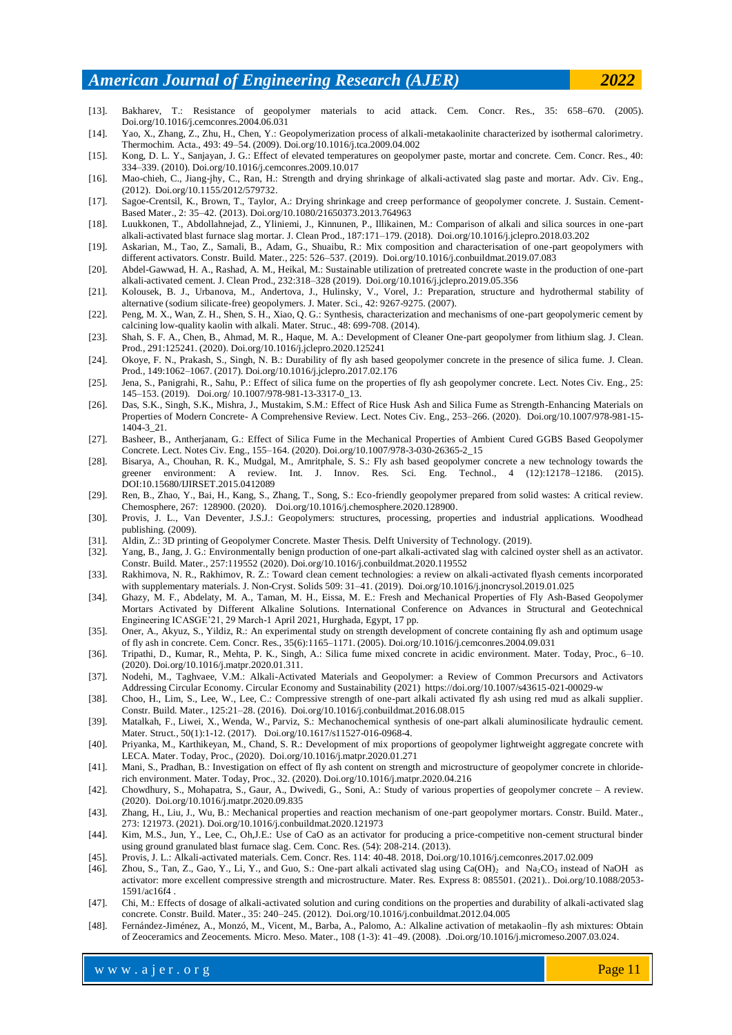[13]. Bakharev, T.: Resistance of geopolymer materials to acid attack. Cem. Concr. Res., 35: 658–670. (2005). Doi.org/10.1016/j.cemconres.2004.06.031

[14]. Yao, X., Zhang, Z., Zhu, H., Chen, Y.: Geopolymerization process of alkali-metakaolinite characterized by isothermal calorimetry. Thermochim. Acta., 493: 49–54. (2009). Doi.org/10.1016/j.tca.2009.04.002

[15]. Kong, D. L. Y., Sanjayan, J. G.: Effect of elevated temperatures on geopolymer paste, mortar and concrete. Cem. Concr. Res., 40: 334–339. (2010). Doi.org/10.1016/j.cemconres.2009.10.017

[16]. Mao-chieh, C., Jiang-jhy, C., Ran, H.: Strength and drying shrinkage of alkali-activated slag paste and mortar. Adv. Civ. Eng., (2012). Doi.org/10.1155/2012/579732.

[17]. Sagoe-Crentsil, K., Brown, T., Taylor, A.: Drying shrinkage and creep performance of geopolymer concrete. J. Sustain. Cement-Based Mater., 2: 35–42. (2013). Doi.org/10.1080/21650373.2013.764963

[18]. Luukkonen, T., Abdollahnejad, Z., Yliniemi, J., Kinnunen, P., Illikainen, M.: Comparison of alkali and silica sources in one-part alkali-activated blast furnace slag mortar. J. Clean Prod., 187:171–179. (2018). Doi.org/10.1016/j.jclepro.2018.03.202

[19]. Askarian, M., Tao, Z., Samali, B., Adam, G., Shuaibu, R.: Mix composition and characterisation of one-part geopolymers with different activators. Constr. Build. Mater., 225: 526–537. (2019). Doi.org/10.1016/j.conbuildmat.2019.07.083

[20]. Abdel-Gawwad, H. A., Rashad, A. M., Heikal, M.: Sustainable utilization of pretreated concrete waste in the production of one-part alkali-activated cement. J. Clean Prod., 232:318–328 (2019). Doi.org/10.1016/j.jclepro.2019.05.356

[21]. Kolousek, B. J., Urbanova, M., Andertova, J., Hulinsky, V., Vorel, J.: Preparation, structure and hydrothermal stability of alternative (sodium silicate-free) geopolymers. J. Mater. Sci., 42: 9267-9275. (2007).

[22]. Peng, M. X., Wan, Z. H., Shen, S. H., Xiao, Q. G.: Synthesis, characterization and mechanisms of one-part geopolymeric cement by calcining low-quality kaolin with alkali. Mater. Struc., 48: 699-708. (2014).

[23]. Shah, S. F. A., Chen, B., Ahmad, M. R., Haque, M. A.: Development of Cleaner One-part geopolymer from lithium slag. J. Clean. Prod., 291:125241. (2020). Doi.org/10.1016/j.jclepro.2020.125241

[24]. Okoye, F. N., Prakash, S., Singh, N. B.: Durability of fly ash based geopolymer concrete in the presence of silica fume. J. Clean. Prod., 149:1062–1067. (2017). Doi.org/10.1016/j.jclepro.2017.02.176

[25]. Jena, S., Panigrahi, R., Sahu, P.: Effect of silica fume on the properties of fly ash geopolymer concrete. Lect. Notes Civ. Eng., 25: 145–153. (2019). Doi.org/ 10.1007/978-981-13-3317-0_13.

[26]. Das, S.K., Singh, S.K., Mishra, J., Mustakim, S.M.: Effect of Rice Husk Ash and Silica Fume as Strength-Enhancing Materials on Properties of Modern Concrete- A Comprehensive Review. Lect. Notes Civ. Eng., 253–266. (2020). Doi.org/10.1007/978-981-15-1404-3_21.

[27]. Basheer, B., Antherjanam, G.: Effect of Silica Fume in the Mechanical Properties of Ambient Cured GGBS Based Geopolymer Concrete. Lect. Notes Civ. Eng., 155–164. (2020). Doi.org/10.1007/978-3-030-26365-2_15

[28]. Bisarya, A., Chouhan, R. K., Mudgal, M., Amritphale, S. S.: Fly ash based geopolymer concrete a new technology towards the greener environment: A review. Int. J. Innov. Res. Sci. Eng. Technol., 4 (12):12178–12186. (2015). DOI:10.15680/IJIRSET.2015.0412089

[29]. Ren, B., Zhao, Y., Bai, H., Kang, S., Zhang, T., Song, S.: Eco-friendly geopolymer prepared from solid wastes: A critical review. Chemosphere, 267: 128900. (2020). Doi.org/10.1016/j.chemosphere.2020.128900.

[30]. Provis, J. L., Van Deventer, J.S.J.: Geopolymers: structures, processing, properties and industrial applications. Woodhead publishing. (2009).

[31]. Aldin, Z.: 3D printing of Geopolymer Concrete. Master Thesis. Delft University of Technology. (2019).

[32]. Yang, B., Jang, J. G.: Environmentally benign production of one-part alkali-activated slag with calcined oyster shell as an activator. Constr. Build. Mater., 257:119552 (2020). Doi.org/10.1016/j.conbuildmat.2020.119552

[33]. Rakhimova, N. R., Rakhimov, R. Z.: Toward clean cement technologies: a review on alkali-activated flyash cements incorporated with supplementary materials. J. Non-Cryst. Solids 509: 31–41. (2019). Doi.org/10.1016/j.jnoncrysol.2019.01.025

[34]. Ghazy, M. F., Abdelaty, M. A., Taman, M. H., Eissa, M. E.: Fresh and Mechanical Properties of Fly Ash-Based Geopolymer Mortars Activated by Different Alkaline Solutions. International Conference on Advances in Structural and Geotechnical Engineering ICASGE'21, 29 March-1 April 2021, Hurghada, Egypt, 17 pp.

[35]. Oner, A., Akyuz, S., Yildiz, R.: An experimental study on strength development of concrete containing fly ash and optimum usage of fly ash in concrete. Cem. Concr. Res., 35(6):1165–1171. (2005). Doi.org/10.1016/j.cemconres.2004.09.031

[36]. Tripathi, D., Kumar, R., Mehta, P. K., Singh, A.: Silica fume mixed concrete in acidic environment. Mater. Today, Proc., 6–10. (2020). Doi.org/10.1016/j.matpr.2020.01.311.

[37]. Nodehi, M., Taghvaee, V.M.: Alkali-Activated Materials and Geopolymer: a Review of Common Precursors and Activators Addressing Circular Economy. Circular Economy and Sustainability (2021) https://doi.org/10.1007/s43615-021-00029-w

[38]. Choo, H., Lim, S., Lee, W., Lee, C.: Compressive strength of one-part alkali activated fly ash using red mud as alkali supplier. Constr. Build. Mater., 125:21–28. (2016). Doi.org/10.1016/j.conbuildmat.2016.08.015

[39]. Matalkah, F., Liwei, X., Wenda, W., Parviz, S.: Mechanochemical synthesis of one-part alkali aluminosilicate hydraulic cement. Mater. Struct., 50(1):1-12. (2017). Doi.org/10.1617/s11527-016-0968-4.

[40]. Priyanka, M., Karthikeyan, M., Chand, S. R.: Development of mix proportions of geopolymer lightweight aggregate concrete with LECA. Mater. Today, Proc., (2020). Doi.org/10.1016/j.matpr.2020.01.271

[41]. Mani, S., Pradhan, B.: Investigation on effect of fly ash content on strength and microstructure of geopolymer concrete in chloride-rich environment. Mater. Today, Proc., 32. (2020). Doi.org/10.1016/j.matpr.2020.04.216

[42]. Chowdhury, S., Mohapatra, S., Gaur, A., Dwivedi, G., Soni, A.: Study of various properties of geopolymer concrete – A review. (2020). Doi.org/10.1016/j.matpr.2020.09.835

[43]. Zhang, H., Liu, J., Wu, B.: Mechanical properties and reaction mechanism of one-part geopolymer mortars. Constr. Build. Mater., 273: 121973. (2021). Doi.org/10.1016/j.conbuildmat.2020.121973

[44]. Kim, M.S., Jun, Y., Lee, C., Oh,J.E.: Use of CaO as an activator for producing a price-competitive non-cement structural binder using ground granulated blast furnace slag. Cem. Conc. Res. (54): 208-214. (2013).

[45]. Provis, J. L.: Alkali-activated materials. Cem. Concr. Res. 114: 40-48. 2018, Doi.org/10.1016/j.cemconres.2017.02.009

[46]. Zhou, S., Tan, Z., Gao, Y., Li, Y., and Guo, S.: One-part alkali activated slag using $Ca(OH)_2$ and $Na_2CO_3$ instead of NaOH as activator: more excellent compressive strength and microstructure. Mater. Res. Express 8: 085501. (2021).. Doi.org/10.1088/2053-1591/ac16f4 .

[47]. Chi, M.: Effects of dosage of alkali-activated solution and curing conditions on the properties and durability of alkali-activated slag concrete. Constr. Build. Mater., 35: 240–245. (2012). Doi.org/10.1016/j.conbuildmat.2012.04.005

[48]. Fernández-Jiménez, A., Monzó, M., Vicent, M., Barba, A., Palomo, A.: Alkaline activation of metakaolin–fly ash mixtures: Obtain of Zeoceramics and Zeocements. Micro. Meso. Mater., 108 (1-3): 41–49. (2008). .Doi.org/10.1016/j.micromeso.2007.03.024.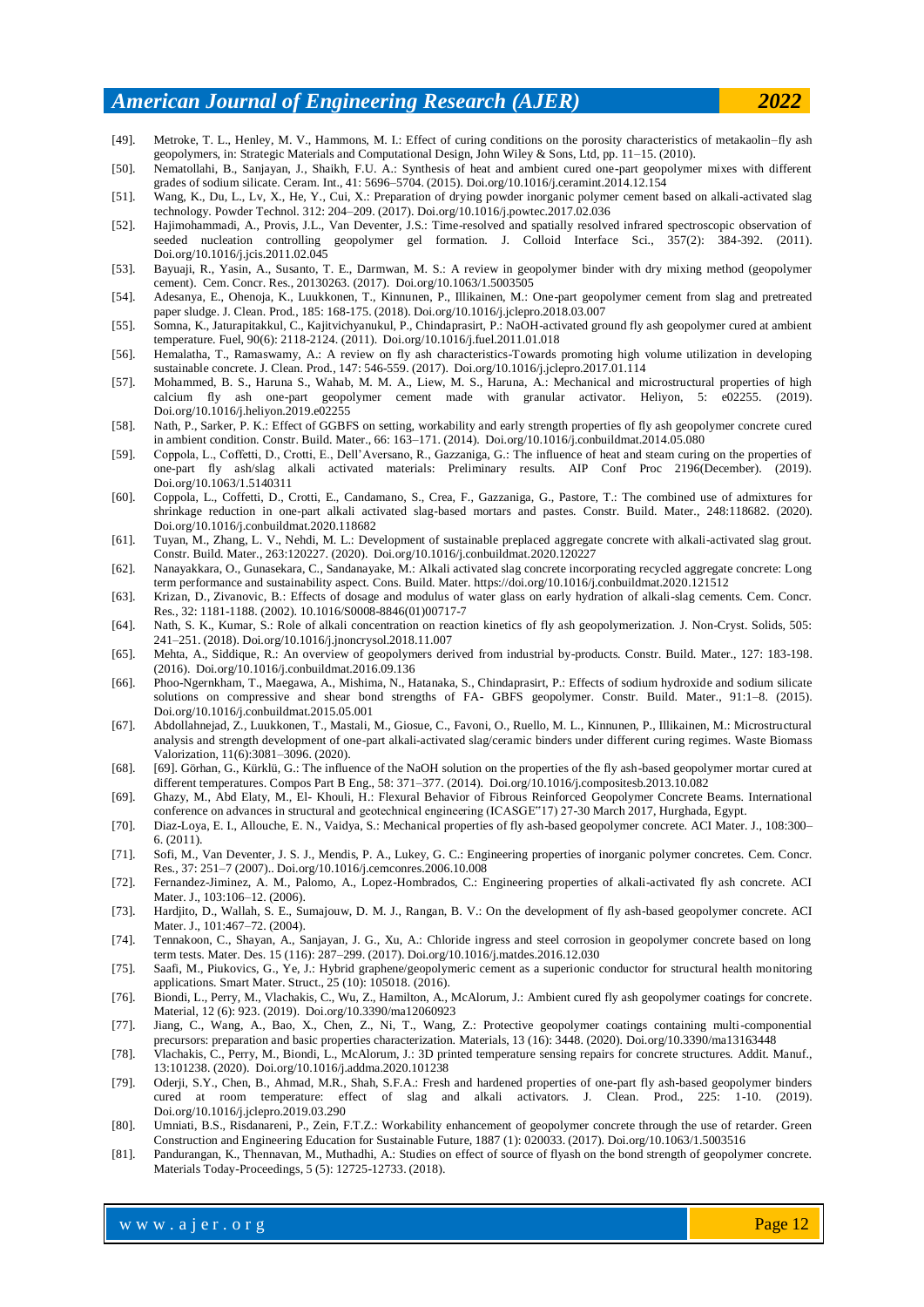[49]. Metroke, T. L., Henley, M. V., Hammons, M. I.: Effect of curing conditions on the porosity characteristics of metakaolin–fly ash geopolymers, in: Strategic Materials and Computational Design, John Wiley & Sons, Ltd, pp. 11–15. (2010).

[50]. Nematollahi, B., Sanjayan, J., Shaikh, F.U. A.: Synthesis of heat and ambient cured one-part geopolymer mixes with different grades of sodium silicate. Ceram. Int., 41: 5696–5704. (2015). Doi.org/10.1016/j.ceramint.2014.12.154

[51]. Wang, K., Du, L., Lv, X., He, Y., Cui, X.: Preparation of drying powder inorganic polymer cement based on alkali-activated slag technology. Powder Technol. 312: 204–209. (2017). Doi.org/10.1016/j.powtec.2017.02.036

[52]. Hajimohammadi, A., Provis, J.L., Van Deventer, J.S.: Time-resolved and spatially resolved infrared spectroscopic observation of seeded nucleation controlling geopolymer gel formation. J. Colloid Interface Sci., 357(2): 384-392. (2011). Doi.org/10.1016/j.jcis.2011.02.045

[53]. Bayuaji, R., Yasin, A., Susanto, T. E., Darmwan, M. S.: A review in geopolymer binder with dry mixing method (geopolymer cement). Cem. Concr. Res., 20130263. (2017). Doi.org/10.1063/1.5003505

[54]. Adesanya, E., Ohenoja, K., Luukkonen, T., Kinnunen, P., Illikainen, M.: One-part geopolymer cement from slag and pretreated paper sludge. J. Clean. Prod., 185: 168-175. (2018). Doi.org/10.1016/j.jclepro.2018.03.007

[55]. Somna, K., Jaturapitakkul, C., Kajitvichyanukul, P., Chindaprasirt, P.: NaOH-activated ground fly ash geopolymer cured at ambient temperature. Fuel, 90(6): 2118-2124. (2011). Doi.org/10.1016/j.fuel.2011.01.018

[56]. Hemalatha, T., Ramaswamy, A.: A review on fly ash characteristics-Towards promoting high volume utilization in developing sustainable concrete. J. Clean. Prod., 147: 546-559. (2017). Doi.org/10.1016/j.jclepro.2017.01.114

[57]. Mohammed, B. S., Haruna S., Wahab, M. M. A., Liew, M. S., Haruna, A.: Mechanical and microstructural properties of high calcium fly ash one-part geopolymer cement made with granular activator. Heliyon, 5: e02255. (2019). Doi.org/10.1016/j.heliyon.2019.e02255

[58]. Nath, P., Sarker, P. K.: Effect of GGBFS on setting, workability and early strength properties of fly ash geopolymer concrete cured in ambient condition. Constr. Build. Mater., 66: 163–171. (2014). Doi.org/10.1016/j.conbuildmat.2014.05.080

[59]. Coppola, L., Coffetti, D., Crotti, E., Dell'Aversano, R., Gazzaniga, G.: The influence of heat and steam curing on the properties of one-part fly ash/slag alkali activated materials: Preliminary results. AIP Conf Proc 2196(December). (2019). Doi.org/10.1063/1.5140311

[60]. Coppola, L., Coffetti, D., Crotti, E., Candamano, S., Crea, F., Gazzaniga, G., Pastore, T.: The combined use of admixtures for shrinkage reduction in one-part alkali activated slag-based mortars and pastes. Constr. Build. Mater., 248:118682. (2020). Doi.org/10.1016/j.conbuildmat.2020.118682

[61]. Tuyan, M., Zhang, L. V., Nehdi, M. L.: Development of sustainable preplaced aggregate concrete with alkali-activated slag grout. Constr. Build. Mater., 263:120227. (2020). Doi.org/10.1016/j.conbuildmat.2020.120227

[62]. Nanayakkara, O., Gunasekara, C., Sandanayake, M.: Alkali activated slag concrete incorporating recycled aggregate concrete: Long term performance and sustainability aspect. Cons. Build. Mater. https://doi.org/10.1016/j.conbuildmat.2020.121512

[63]. Krizan, D., Zivanovic, B.: Effects of dosage and modulus of water glass on early hydration of alkali-slag cements. Cem. Concr. Res., 32: 1181-1188. (2002). 10.1016/S0008-8846(01)00717-7

[64]. Nath, S. K., Kumar, S.: Role of alkali concentration on reaction kinetics of fly ash geopolymerization. J. Non-Cryst. Solids, 505: 241–251. (2018). Doi.org/10.1016/j.jnoncrysol.2018.11.007

[65]. Mehta, A., Siddique, R.: An overview of geopolymers derived from industrial by-products. Constr. Build. Mater., 127: 183-198. (2016). Doi.org/10.1016/j.conbuildmat.2016.09.136

[66]. Phoo-Ngernkham, T., Maegawa, A., Mishima, N., Hatanaka, S., Chindaprasirt, P.: Effects of sodium hydroxide and sodium silicate solutions on compressive and shear bond strengths of FA- GBFS geopolymer. Constr. Build. Mater., 91:1–8. (2015). Doi.org/10.1016/j.conbuildmat.2015.05.001

[67]. Abdollahnejad, Z., Luukkonen, T., Mastali, M., Giosue, C., Favoni, O., Ruello, M. L., Kinnunen, P., Illikainen, M.: Microstructural analysis and strength development of one-part alkali-activated slag/ceramic binders under different curing regimes. Waste Biomass Valorization, 11(6):3081–3096. (2020).

[68]. [69]. Görhan, G., Kürklü, G.: The influence of the NaOH solution on the properties of the fly ash-based geopolymer mortar cured at different temperatures. Compos Part B Eng., 58: 371–377. (2014). Doi.org/10.1016/j.compositesb.2013.10.082

[69]. Ghazy, M., Abd Elaty, M., El- Khouli, H.: Flexural Behavior of Fibrous Reinforced Geopolymer Concrete Beams. International conference on advances in structural and geotechnical engineering (ICASGE"17) 27-30 March 2017, Hurghada, Egypt.

[70]. Diaz-Loya, E. I., Allouche, E. N., Vaidya, S.: Mechanical properties of fly ash-based geopolymer concrete. ACI Mater. J., 108:300–6. (2011).

[71]. Sofi, M., Van Deventer, J. S. J., Mendis, P. A., Lukey, G. C.: Engineering properties of inorganic polymer concretes. Cem. Concr. Res., 37: 251–7 (2007).. Doi.org/10.1016/j.cemconres.2006.10.008

[72]. Fernandez-Jiminez, A. M., Palomo, A., Lopez-Hombrados, C.: Engineering properties of alkali-activated fly ash concrete. ACI Mater. J., 103:106–12. (2006).

[73]. Hardjito, D., Wallah, S. E., Sumajouw, D. M. J., Rangan, B. V.: On the development of fly ash-based geopolymer concrete. ACI Mater. J., 101:467–72. (2004).

[74]. Tennakoon, C., Shayan, A., Sanjayan, J. G., Xu, A.: Chloride ingress and steel corrosion in geopolymer concrete based on long term tests. Mater. Des. 15 (116): 287–299. (2017). Doi.org/10.1016/j.matdes.2016.12.030

[75]. Saafi, M., Piukovics, G., Ye, J.: Hybrid graphene/geopolymeric cement as a superionic conductor for structural health monitoring applications. Smart Mater. Struct., 25 (10): 105018. (2016).

[76]. Biondi, L., Perry, M., Vlachakis, C., Wu, Z., Hamilton, A., McAlorum, J.: Ambient cured fly ash geopolymer coatings for concrete. Material, 12 (6): 923. (2019). Doi.org/10.3390/ma12060923

[77]. Jiang, C., Wang, A., Bao, X., Chen, Z., Ni, T., Wang, Z.: Protective geopolymer coatings containing multi-componential precursors: preparation and basic properties characterization. Materials, 13 (16): 3448. (2020). Doi.org/10.3390/ma13163448

[78]. Vlachakis, C., Perry, M., Biondi, L., McAlorum, J.: 3D printed temperature sensing repairs for concrete structures. Addit. Manuf., 13:101238. (2020). Doi.org/10.1016/j.addma.2020.101238

[79]. Oderji, S.Y., Chen, B., Ahmad, M.R., Shah, S.F.A.: Fresh and hardened properties of one-part fly ash-based geopolymer binders cured at room temperature: effect of slag and alkali activators. J. Clean. Prod., 225: 1-10. (2019). Doi.org/10.1016/j.jclepro.2019.03.290

[80]. Umniati, B.S., Risdanareni, P., Zein, F.T.Z.: Workability enhancement of geopolymer concrete through the use of retarder. Green Construction and Engineering Education for Sustainable Future, 1887 (1): 020033. (2017). Doi.org/10.1063/1.5003516

[81]. Pandurangan, K., Thennavan, M., Muthadhi, A.: Studies on effect of source of flyash on the bond strength of geopolymer concrete. Materials Today-Proceedings, 5 (5): 12725-12733. (2018).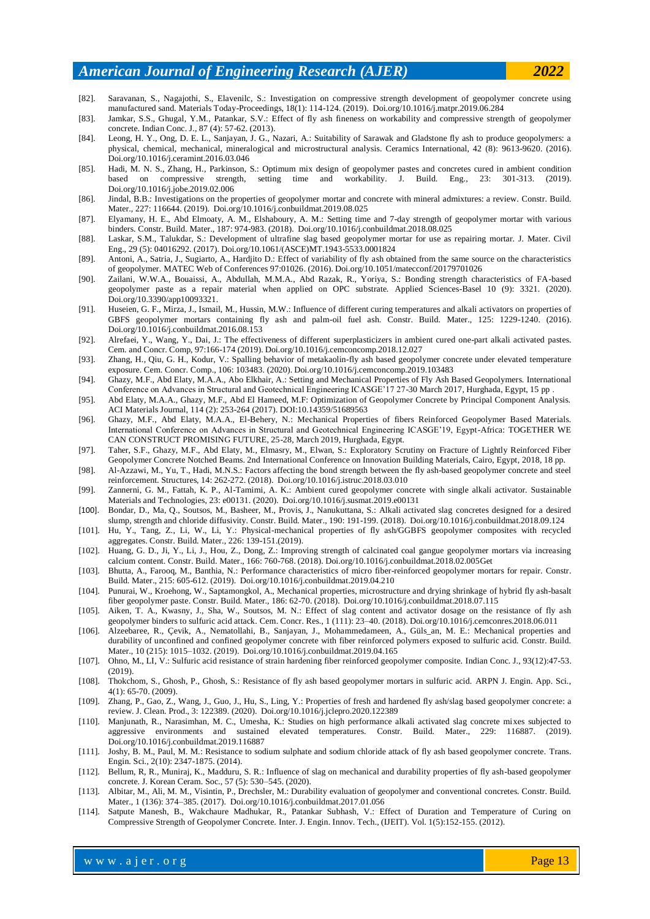[82]. Saravanan, S., Nagajothi, S., Elavenilc, S.: Investigation on compressive strength development of geopolymer concrete using manufactured sand. Materials Today-Proceedings, 18(1): 114-124. (2019). Doi.org/10.1016/j.matpr.2019.06.284

[83]. Jamkar, S.S., Ghugal, Y.M., Patankar, S.V.: Effect of fly ash fineness on workability and compressive strength of geopolymer concrete. Indian Conc. J., 87 (4): 57-62. (2013).

[84]. Leong, H. Y., Ong, D. E. L., Sanjayan, J. G., Nazari, A.: Suitability of Sarawak and Gladstone fly ash to produce geopolymers: a physical, chemical, mechanical, mineralogical and microstructural analysis. Ceramics International, 42 (8): 9613-9620. (2016). Doi.org/10.1016/j.ceramint.2016.03.046

[85]. Hadi, M. N. S., Zhang, H., Parkinson, S.: Optimum mix design of geopolymer pastes and concretes cured in ambient condition based on compressive strength, setting time and workability. J. Build. Eng., 23: 301-313. (2019). Doi.org/10.1016/j.jobe.2019.02.006

[86]. Jindal, B.B.: Investigations on the properties of geopolymer mortar and concrete with mineral admixtures: a review. Constr. Build. Mater., 227: 116644. (2019). Doi.org/10.1016/j.conbuildmat.2019.08.025

[87]. Elyamany, H. E., Abd Elmoaty, A. M., Elshaboury, A. M.: Setting time and 7-day strength of geopolymer mortar with various binders. Constr. Build. Mater., 187: 974-983. (2018). Doi.org/10.1016/j.conbuildmat.2018.08.025

[88]. Laskar, S.M., Talukdar, S.: Development of ultrafine slag based geopolymer mortar for use as repairing mortar. J. Mater. Civil Eng., 29 (5): 04016292. (2017). Doi.org/10.1061/(ASCE)MT.1943-5533.0001824

[89]. Antoni, A., Satria, J., Sugiarto, A., Hardjito D.: Effect of variability of fly ash obtained from the same source on the characteristics of geopolymer. MATEC Web of Conferences 97:01026. (2016). Doi.org/10.1051/matecconf/20179701026

[90]. Zailani, W.W.A., Bouaissi, A., Abdullah, M.M.A., Abd Razak, R., Yoriya, S.: Bonding strength characteristics of FA-based geopolymer paste as a repair material when applied on OPC substrate. Applied Sciences-Basel 10 (9): 3321. (2020). Doi.org/10.3390/app10093321.

[91]. Huseien, G. F., Mirza, J., Ismail, M., Hussin, M.W.: Influence of different curing temperatures and alkali activators on properties of GBFS geopolymer mortars containing fly ash and palm-oil fuel ash. Constr. Build. Mater., 125: 1229-1240. (2016). Doi.org/10.1016/j.conbuildmat.2016.08.153

[92]. Alrefaei, Y., Wang, Y., Dai, J.: The effectiveness of different superplasticizers in ambient cured one-part alkali activated pastes. Cem. and Concr. Comp, 97:166-174 (2019). Doi.org/10.1016/j.cemconcomp.2018.12.027

[93]. Zhang, H., Qiu, G. H., Kodur, V.: Spalling behavior of metakaolin-fly ash based geopolymer concrete under elevated temperature exposure. Cem. Concr. Comp., 106: 103483. (2020). Doi.org/10.1016/j.cemconcomp.2019.103483

[94]. Ghazy, M.F., Abd Elaty, M.A.A., Abo Elkhair, A.: Setting and Mechanical Properties of Fly Ash Based Geopolymers. International Conference on Advances in Structural and Geotechnical Engineering ICASGE'17 27-30 March 2017, Hurghada, Egypt, 15 pp .

[95]. Abd Elaty, M.A.A., Ghazy, M.F., Abd El Hameed, M.F: Optimization of Geopolymer Concrete by Principal Component Analysis. ACI Materials Journal, 114 (2): 253-264 (2017). DOI:10.14359/51689563

[96]. Ghazy, M.F., Abd Elaty, M.A.A., El-Behery, N.: Mechanical Properties of fibers Reinforced Geopolymer Based Materials. International Conference on Advances in Structural and Geotechnical Engineering ICASGE'19, Egypt-Africa: TOGETHER WE CAN CONSTRUCT PROMISING FUTURE, 25-28, March 2019, Hurghada, Egypt.

[97]. Taher, S.F., Ghazy, M.F., Abd Elaty, M., Elmasry, M., Elwan, S.: Exploratory Scrutiny on Fracture of Lightly Reinforced Fiber Geopolymer Concrete Notched Beams. 2nd International Conference on Innovation Building Materials, Cairo, Egypt, 2018, 18 pp.

[98]. Al-Azzawi, M., Yu, T., Hadi, M.N.S.: Factors affecting the bond strength between the fly ash-based geopolymer concrete and steel reinforcement. Structures, 14: 262-272. (2018). Doi.org/10.1016/j.istruc.2018.03.010

[99]. Zannerni, G. M., Fattah, K. P., Al-Tamimi, A. K.: Ambient cured geopolymer concrete with single alkali activator. Sustainable Materials and Technologies, 23: e00131. (2020). Doi.org/10.1016/j.susmat.2019.e00131

[100]. Bondar, D., Ma, Q., Soutsos, M., Basheer, M., Provis, J., Nanukuttana, S.: Alkali activated slag concretes designed for a desired slump, strength and chloride diffusivity. Constr. Build. Mater., 190: 191-199. (2018). Doi.org/10.1016/j.conbuildmat.2018.09.124

[101]. Hu, Y., Tang, Z., Li, W., Li, Y.: Physical-mechanical properties of fly ash/GGBFS geopolymer composites with recycled aggregates. Constr. Build. Mater., 226: 139-151.(2019).

[102]. Huang, G. D., Ji, Y., Li, J., Hou, Z., Dong, Z.: Improving strength of calcinated coal gangue geopolymer mortars via increasing calcium content. Constr. Build. Mater., 166: 760-768. (2018). Doi.org/10.1016/j.conbuildmat.2018.02.005Get

[103]. Bhutta, A., Farooq, M., Banthia, N.: Performance characteristics of micro fiber-reinforced geopolymer mortars for repair. Constr. Build. Mater., 215: 605-612. (2019). Doi.org/10.1016/j.conbuildmat.2019.04.210

[104]. Punurai, W., Kroehong, W., Saptamongkol, A., Mechanical properties, microstructure and drying shrinkage of hybrid fly ash-basalt fiber geopolymer paste. Constr. Build. Mater., 186: 62-70. (2018). Doi.org/10.1016/j.conbuildmat.2018.07.115

[105]. Aiken, T. A., Kwasny, J., Sha, W., Soutsos, M. N.: Effect of slag content and activator dosage on the resistance of fly ash geopolymer binders to sulfuric acid attack. Cem. Concr. Res., 1 (111): 23–40. (2018). Doi.org/10.1016/j.cemconres.2018.06.011

[106]. Alzeebaree, R., Çevik, A., Nematollahi, B., Sanjayan, J., Mohammedameen, A., Güls_an, M. E.: Mechanical properties and durability of unconfined and confined geopolymer concrete with fiber reinforced polymers exposed to sulfuric acid. Constr. Build. Mater., 10 (215): 1015–1032. (2019). Doi.org/10.1016/j.conbuildmat.2019.04.165

[107]. Ohno, M., LI, V.: Sulfuric acid resistance of strain hardening fiber reinforced geopolymer composite. Indian Conc. J., 93(12):47-53. (2019).

[108]. Thokchom, S., Ghosh, P., Ghosh, S.: Resistance of fly ash based geopolymer mortars in sulfuric acid. ARPN J. Engin. App. Sci., 4(1): 65-70. (2009).

[109]. Zhang, P., Gao, Z., Wang, J., Guo, J., Hu, S., Ling, Y.: Properties of fresh and hardened fly ash/slag based geopolymer concrete: a review. J. Clean. Prod., 3: 122389. (2020). Doi.org/10.1016/j.jclepro.2020.122389

[110]. Manjunath, R., Narasimhan, M. C., Umesha, K.: Studies on high performance alkali activated slag concrete mixes subjected to aggressive environments and sustained elevated temperatures. Constr. Build. Mater., 229: 116887. (2019). Doi.org/10.1016/j.conbuildmat.2019.116887

[111]. Joshy, B. M., Paul, M. M.: Resistance to sodium sulphate and sodium chloride attack of fly ash based geopolymer concrete. Trans. Engin. Sci., 2(10): 2347-1875. (2014).

[112]. Bellum, R, R., Muniraj, K., Madduru, S. R.: Influence of slag on mechanical and durability properties of fly ash-based geopolymer concrete. J. Korean Ceram. Soc., 57 (5): 530–545. (2020).

[113]. Albitar, M., Ali, M. M., Visintin, P., Drechsler, M.: Durability evaluation of geopolymer and conventional concretes. Constr. Build. Mater., 1 (136): 374–385. (2017). Doi.org/10.1016/j.conbuildmat.2017.01.056

[114]. Satpute Manesh, B., Wakchaure Madhukar, R., Patankar Subhash, V.: Effect of Duration and Temperature of Curing on Compressive Strength of Geopolymer Concrete. Inter. J. Engin. Innov. Tech., (IJEIT). Vol. 1(5):152-155. (2012).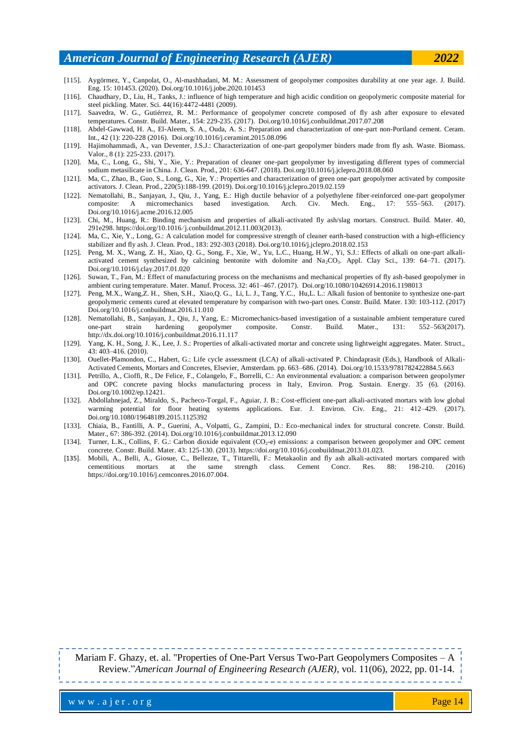[115]. Aygörmez, Y., Canpolat, O., Al-mashhadani, M. M.: Assessment of geopolymer composites durability at one year age. J. Build. Eng. 15: 101453. (2020). Doi.org/10.1016/j.jobe.2020.101453

[116]. Chaudhary, D., Liu, H., Tanks, J.: influence of high temperature and high acidic condition on geopolymeric composite material for steel pickling. Mater. Sci. 44(16):4472-4481 (2009).

[117]. Saavedra, W. G., Gutiérrez, R. M.: Performance of geopolymer concrete composed of fly ash after exposure to elevated temperatures. Constr. Build. Mater., 154: 229-235. (2017). Doi.org/10.1016/j.conbuildmat.2017.07.208

[118]. Abdel-Gawwad, H. A., El-Aleem, S. A., Ouda, A. S.: Preparation and characterization of one-part non-Portland cement. Ceram. Int., 42 (1): 220-228 (2016). Doi.org/10.1016/j.ceramint.2015.08.096

[119]. Hajimohammadi, A., van Deventer, J.S.J.: Characterization of one-part geopolymer binders made from fly ash. Waste. Biomass. Valor., 8 (1): 225-233. (2017).

[120]. Ma, C., Long, G., Shi, Y., Xie, Y.: Preparation of cleaner one-part geopolymer by investigating different types of commercial sodium metasilicate in China. J. Clean. Prod., 201: 636-647. (2018). Doi.org/10.1016/j.jclepro.2018.08.060

[121]. Ma, C., Zhao, B., Guo, S., Long, G., Xie, Y.: Properties and characterization of green one-part geopolymer activated by composite activators. J. Clean. Prod., 220(5):188-199. (2019). Doi.org/10.1016/j.jclepro.2019.02.159

[122]. Nematollahi, B., Sanjayan, J., Qiu, J., Yang, E.: High ductile behavior of a polyethylene fiber-reinforced one-part geopolymer composite: A micromechanics based investigation. Arch. Civ. Mech. Eng., 17: 555–563. (2017). Doi.org/10.1016/j.acme.2016.12.005

[123]. Chi, M., Huang, R.: Binding mechanism and properties of alkali-activated fly ash/slag mortars. Construct. Build. Mater. 40, 291e298. https://doi.org/10.1016/j.conbuildmat.2012.11.003(2013).

[124]. Ma, C., Xie, Y., Long, G.: A calculation model for compressive strength of cleaner earth-based construction with a high-efficiency stabilizer and fly ash. J. Clean. Prod., 183: 292-303 (2018). Doi.org/10.1016/j.jclepro.2018.02.153

[125]. Peng, M. X., Wang, Z. H., Xiao, Q. G., Song, F., Xie, W., Yu, L.C., Huang, H.W., Yi, S.J.: Effects of alkali on one-part alkali-activated cement synthesized by calcining bentonite with dolomite and $Na_2CO_3$. Appl. Clay Sci., 139: 64–71. (2017). Doi.org/10.1016/j.clay.2017.01.020

[126]. Suwan, T., Fan, M.: Effect of manufacturing process on the mechanisms and mechanical properties of fly ash-based geopolymer in ambient curing temperature. Mater. Manuf. Process. 32: 461–467. (2017). Doi.org/10.1080/10426914.2016.1198013

[127]. Peng, M.X., Wang,Z. H., Shen, S.H., Xiao,Q. G., Li, L. J., Tang, Y.C., Hu,L. L.: Alkali fusion of bentonite to synthesize one-part geopolymeric cements cured at elevated temperature by comparison with two-part ones. Constr. Build. Mater. 130: 103-112. (2017) Doi.org/10.1016/j.conbuildmat.2016.11.010

[128]. Nematollahi, B., Sanjayan, J., Qiu, J., Yang, E.: Micromechanics-based investigation of a sustainable ambient temperature cured one-part strain hardening geopolymer composite. Constr. Build. Mater., 131: 552–563(2017). http://dx.doi.org/10.1016/j.conbuildmat.2016.11.117

[129]. Yang, K. H., Song, J. K., Lee, J. S.: Properties of alkali-activated mortar and concrete using lightweight aggregates. Mater. Struct., 43: 403–416. (2010).

[130]. Ouellet-Plamondon, C., Habert, G.: Life cycle assessment (LCA) of alkali-activated P. Chindaprasit (Eds.), Handbook of Alkali-Activated Cements, Mortars and Concretes, Elsevier, Amsterdam. pp. 663–686. (2014). Doi.org/10.1533/9781782422884.5.663

[131]. Petrillo, A., Cioffi, R., De Felice, F., Colangelo, F., Borrelli, C.: An environmental evaluation: a comparison between geopolymer and OPC concrete paving blocks manufacturing process in Italy, Environ. Prog. Sustain. Energy. 35 (6). (2016). Doi.org/10.1002/ep.12421.

[132]. Abdollahnejad, Z., Miraldo, S., Pacheco-Torgal, F., Aguiar, J. B.: Cost-efficient one-part alkali-activated mortars with low global warming potential for floor heating systems applications. Eur. J. Environ. Civ. Eng., 21: 412–429. (2017). Doi.org/10.1080/19648189.2015.1125392

[133]. Chiaia, B., Fantilli, A. P., Guerini, A., Volpatti, G., Zampini, D.: Eco-mechanical index for structural concrete. Constr. Build. Mater., 67: 386-392. (2014). Doi.org/10.1016/j.conbuildmat.2013.12.090

[134]. Turner, L.K., Collins, F. G.: Carbon dioxide equivalent ($CO_2$-e) emissions: a comparison between geopolymer and OPC cement concrete. Constr. Build. Mater. 43: 125-130. (2013). https://doi.org/10.1016/j.conbuildmat.2013.01.023.

[135]. Mobili, A., Belli, A., Giosue, C., Bellezze, T., Tittarelli, F.: Metakaolin and fly ash alkali-activated mortars compared with cementitious mortars at the same strength class. Cement Concr. Res. 88: 198-210. (2016) https://doi.org/10.1016/j.cemconres.2016.07.004.

Mariam F. Ghazy, et. al. "Properties of One-Part Versus Two-Part Geopolymers Composites – A Review."*American Journal of Engineering Research (AJER)*, vol. 11(06), 2022, pp. 01-14.